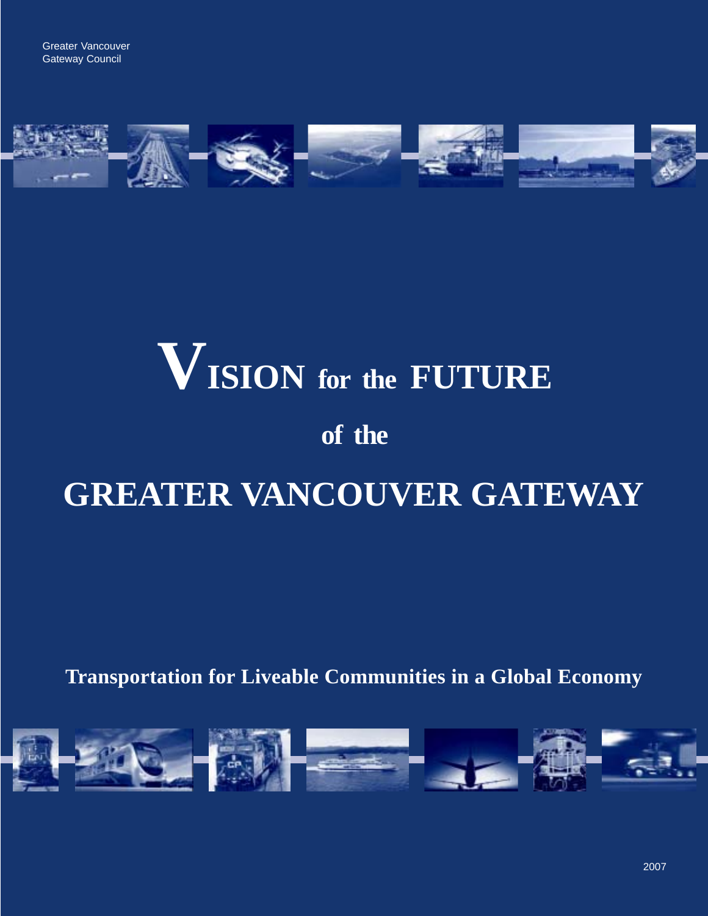Greater Vancouver
Gateway Council

# VISION for the FUTURE of the GREATER VANCOUVER GATEWAY

**Transportation for Liveable Communities in a Global Economy**

2007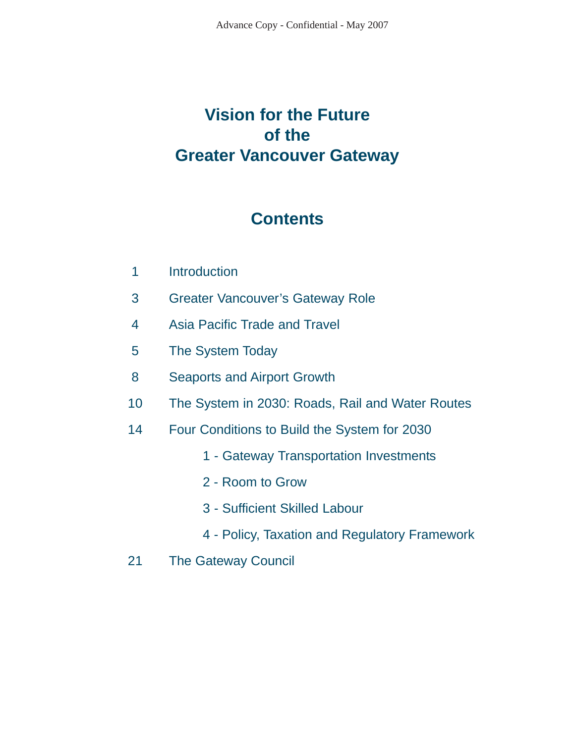# Vision for the Future of the Greater Vancouver Gateway

## Contents

| | |
|---|---|
| 1 | Introduction |
| 3 | Greater Vancouver's Gateway Role |
| 4 | Asia Pacific Trade and Travel |
| 5 | The System Today |
| 8 | Seaports and Airport Growth |
| 10 | The System in 2030: Roads, Rail and Water Routes |
| 14 | Four Conditions to Build the System for 2030 |
| | 1 - Gateway Transportation Investments |
| | 2 - Room to Grow |
| | 3 - Sufficient Skilled Labour |
| | 4 - Policy, Taxation and Regulatory Framework |
| 21 | The Gateway Council |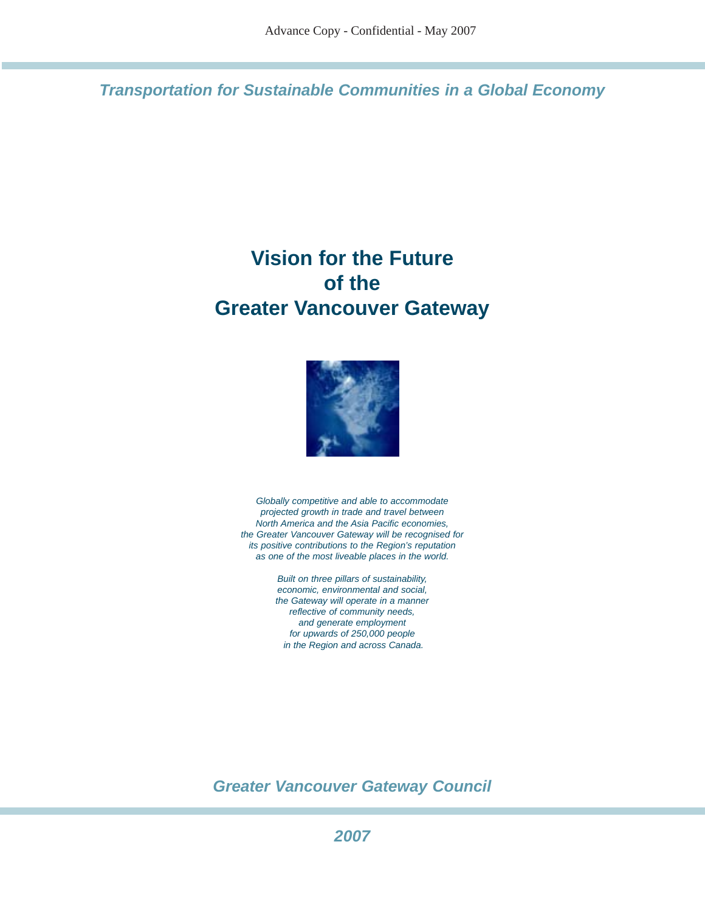Advance Copy - Confidential - May 2007

***Transportation for Sustainable Communities in a Global Economy***

# Vision for the Future of the Greater Vancouver Gateway

*Globally competitive and able to accommodate projected growth in trade and travel between North America and the Asia Pacific economies, the Greater Vancouver Gateway will be recognised for its positive contributions to the Region's reputation as one of the most liveable places in the world.*

*Built on three pillars of sustainability, economic, environmental and social, the Gateway will operate in a manner reflective of community needs, and generate employment for upwards of 250,000 people in the Region and across Canada.*

***Greater Vancouver Gateway Council***

***2007***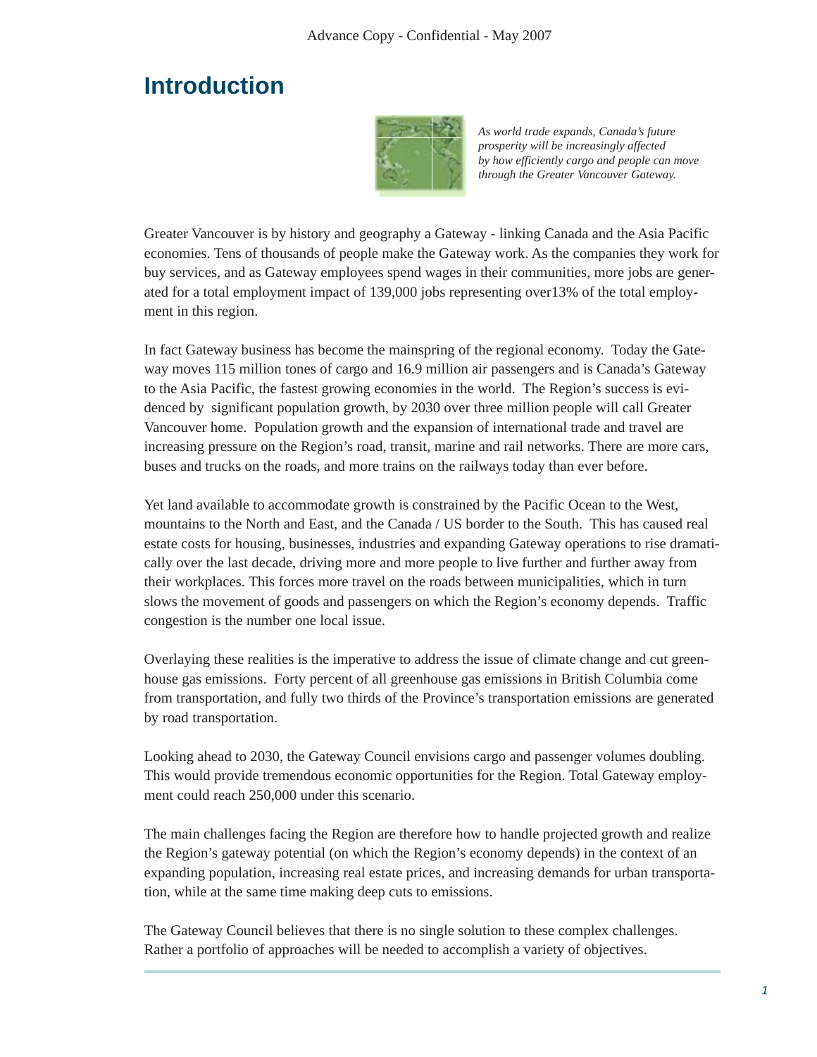# Introduction

*As world trade expands, Canada's future prosperity will be increasingly affected by how efficiently cargo and people can move through the Greater Vancouver Gateway.*

Greater Vancouver is by history and geography a Gateway - linking Canada and the Asia Pacific economies. Tens of thousands of people make the Gateway work. As the companies they work for buy services, and as Gateway employees spend wages in their communities, more jobs are generated for a total employment impact of 139,000 jobs representing over13% of the total employment in this region.

In fact Gateway business has become the mainspring of the regional economy. Today the Gateway moves 115 million tones of cargo and 16.9 million air passengers and is Canada's Gateway to the Asia Pacific, the fastest growing economies in the world. The Region's success is evidenced by significant population growth, by 2030 over three million people will call Greater Vancouver home. Population growth and the expansion of international trade and travel are increasing pressure on the Region's road, transit, marine and rail networks. There are more cars, buses and trucks on the roads, and more trains on the railways today than ever before.

Yet land available to accommodate growth is constrained by the Pacific Ocean to the West, mountains to the North and East, and the Canada / US border to the South. This has caused real estate costs for housing, businesses, industries and expanding Gateway operations to rise dramatically over the last decade, driving more and more people to live further and further away from their workplaces. This forces more travel on the roads between municipalities, which in turn slows the movement of goods and passengers on which the Region's economy depends. Traffic congestion is the number one local issue.

Overlaying these realities is the imperative to address the issue of climate change and cut greenhouse gas emissions. Forty percent of all greenhouse gas emissions in British Columbia come from transportation, and fully two thirds of the Province's transportation emissions are generated by road transportation.

Looking ahead to 2030, the Gateway Council envisions cargo and passenger volumes doubling. This would provide tremendous economic opportunities for the Region. Total Gateway employment could reach 250,000 under this scenario.

The main challenges facing the Region are therefore how to handle projected growth and realize the Region's gateway potential (on which the Region's economy depends) in the context of an expanding population, increasing real estate prices, and increasing demands for urban transportation, while at the same time making deep cuts to emissions.

The Gateway Council believes that there is no single solution to these complex challenges. Rather a portfolio of approaches will be needed to accomplish a variety of objectives.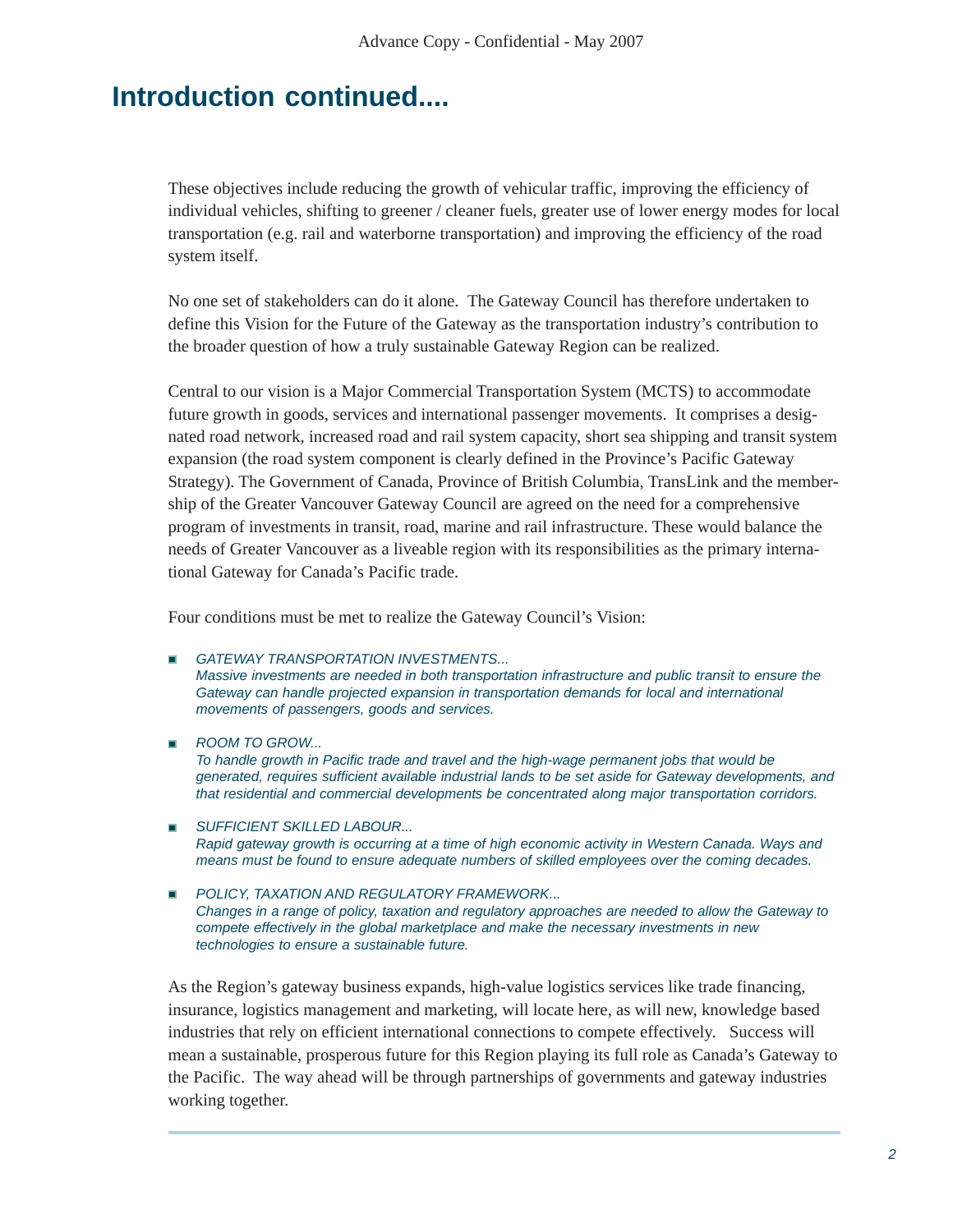## Introduction continued....

These objectives include reducing the growth of vehicular traffic, improving the efficiency of individual vehicles, shifting to greener / cleaner fuels, greater use of lower energy modes for local transportation (e.g. rail and waterborne transportation) and improving the efficiency of the road system itself.

No one set of stakeholders can do it alone. The Gateway Council has therefore undertaken to define this Vision for the Future of the Gateway as the transportation industry's contribution to the broader question of how a truly sustainable Gateway Region can be realized.

Central to our vision is a Major Commercial Transportation System (MCTS) to accommodate future growth in goods, services and international passenger movements. It comprises a designated road network, increased road and rail system capacity, short sea shipping and transit system expansion (the road system component is clearly defined in the Province's Pacific Gateway Strategy). The Government of Canada, Province of British Columbia, TransLink and the membership of the Greater Vancouver Gateway Council are agreed on the need for a comprehensive program of investments in transit, road, marine and rail infrastructure. These would balance the needs of Greater Vancouver as a liveable region with its responsibilities as the primary international Gateway for Canada's Pacific trade.

Four conditions must be met to realize the Gateway Council's Vision:

- *GATEWAY TRANSPORTATION INVESTMENTS...*
  *Massive investments are needed in both transportation infrastructure and public transit to ensure the Gateway can handle projected expansion in transportation demands for local and international movements of passengers, goods and services.*

- *ROOM TO GROW...*
  *To handle growth in Pacific trade and travel and the high-wage permanent jobs that would be generated, requires sufficient available industrial lands to be set aside for Gateway developments, and that residential and commercial developments be concentrated along major transportation corridors.*

- *SUFFICIENT SKILLED LABOUR...*
  *Rapid gateway growth is occurring at a time of high economic activity in Western Canada. Ways and means must be found to ensure adequate numbers of skilled employees over the coming decades.*

- *POLICY, TAXATION AND REGULATORY FRAMEWORK...*
  *Changes in a range of policy, taxation and regulatory approaches are needed to allow the Gateway to compete effectively in the global marketplace and make the necessary investments in new technologies to ensure a sustainable future.*

As the Region's gateway business expands, high-value logistics services like trade financing, insurance, logistics management and marketing, will locate here, as will new, knowledge based industries that rely on efficient international connections to compete effectively. Success will mean a sustainable, prosperous future for this Region playing its full role as Canada's Gateway to the Pacific. The way ahead will be through partnerships of governments and gateway industries working together.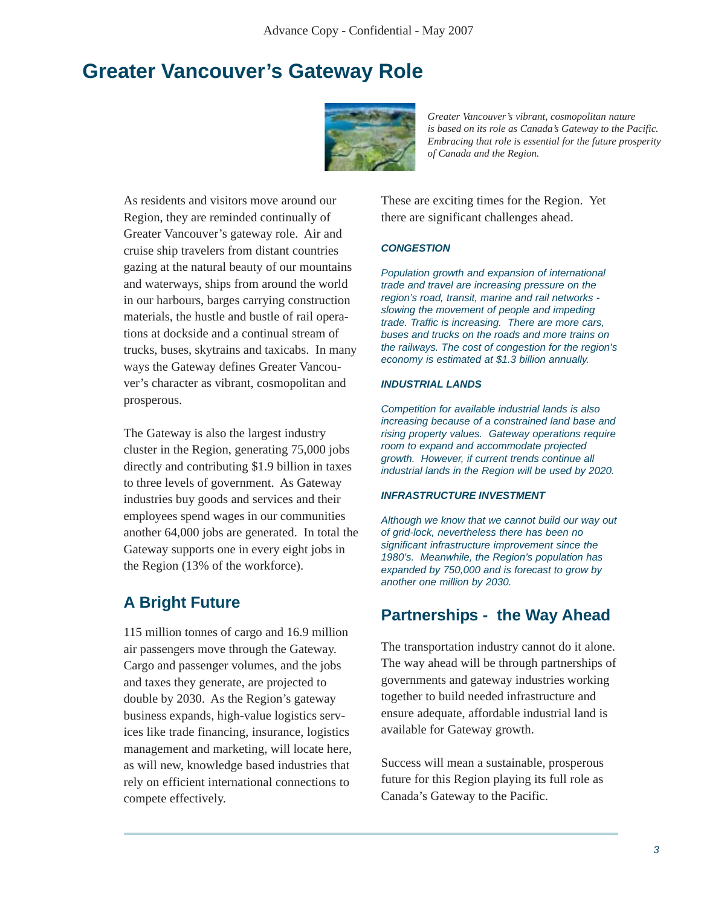# Greater Vancouver's Gateway Role

*Greater Vancouver's vibrant, cosmopolitan nature is based on its role as Canada's Gateway to the Pacific. Embracing that role is essential for the future prosperity of Canada and the Region.*

As residents and visitors move around our Region, they are reminded continually of Greater Vancouver's gateway role. Air and cruise ship travelers from distant countries gazing at the natural beauty of our mountains and waterways, ships from around the world in our harbours, barges carrying construction materials, the hustle and bustle of rail operations at dockside and a continual stream of trucks, buses, skytrains and taxicabs. In many ways the Gateway defines Greater Vancouver's character as vibrant, cosmopolitan and prosperous.

The Gateway is also the largest industry cluster in the Region, generating 75,000 jobs directly and contributing $1.9 billion in taxes to three levels of government. As Gateway industries buy goods and services and their employees spend wages in our communities another 64,000 jobs are generated. In total the Gateway supports one in every eight jobs in the Region (13% of the workforce).

## A Bright Future

115 million tonnes of cargo and 16.9 million air passengers move through the Gateway. Cargo and passenger volumes, and the jobs and taxes they generate, are projected to double by 2030. As the Region's gateway business expands, high-value logistics services like trade financing, insurance, logistics management and marketing, will locate here, as will new, knowledge based industries that rely on efficient international connections to compete effectively.

These are exciting times for the Region. Yet there are significant challenges ahead.

***CONGESTION***

*Population growth and expansion of international trade and travel are increasing pressure on the region's road, transit, marine and rail networks - slowing the movement of people and impeding trade. Traffic is increasing. There are more cars, buses and trucks on the roads and more trains on the railways. The cost of congestion for the region's economy is estimated at $1.3 billion annually.*

***INDUSTRIAL LANDS***

*Competition for available industrial lands is also increasing because of a constrained land base and rising property values. Gateway operations require room to expand and accommodate projected growth. However, if current trends continue all industrial lands in the Region will be used by 2020.*

***INFRASTRUCTURE INVESTMENT***

*Although we know that we cannot build our way out of grid-lock, nevertheless there has been no significant infrastructure improvement since the 1980's. Meanwhile, the Region's population has expanded by 750,000 and is forecast to grow by another one million by 2030.*

## Partnerships - the Way Ahead

The transportation industry cannot do it alone. The way ahead will be through partnerships of governments and gateway industries working together to build needed infrastructure and ensure adequate, affordable industrial land is available for Gateway growth.

Success will mean a sustainable, prosperous future for this Region playing its full role as Canada's Gateway to the Pacific.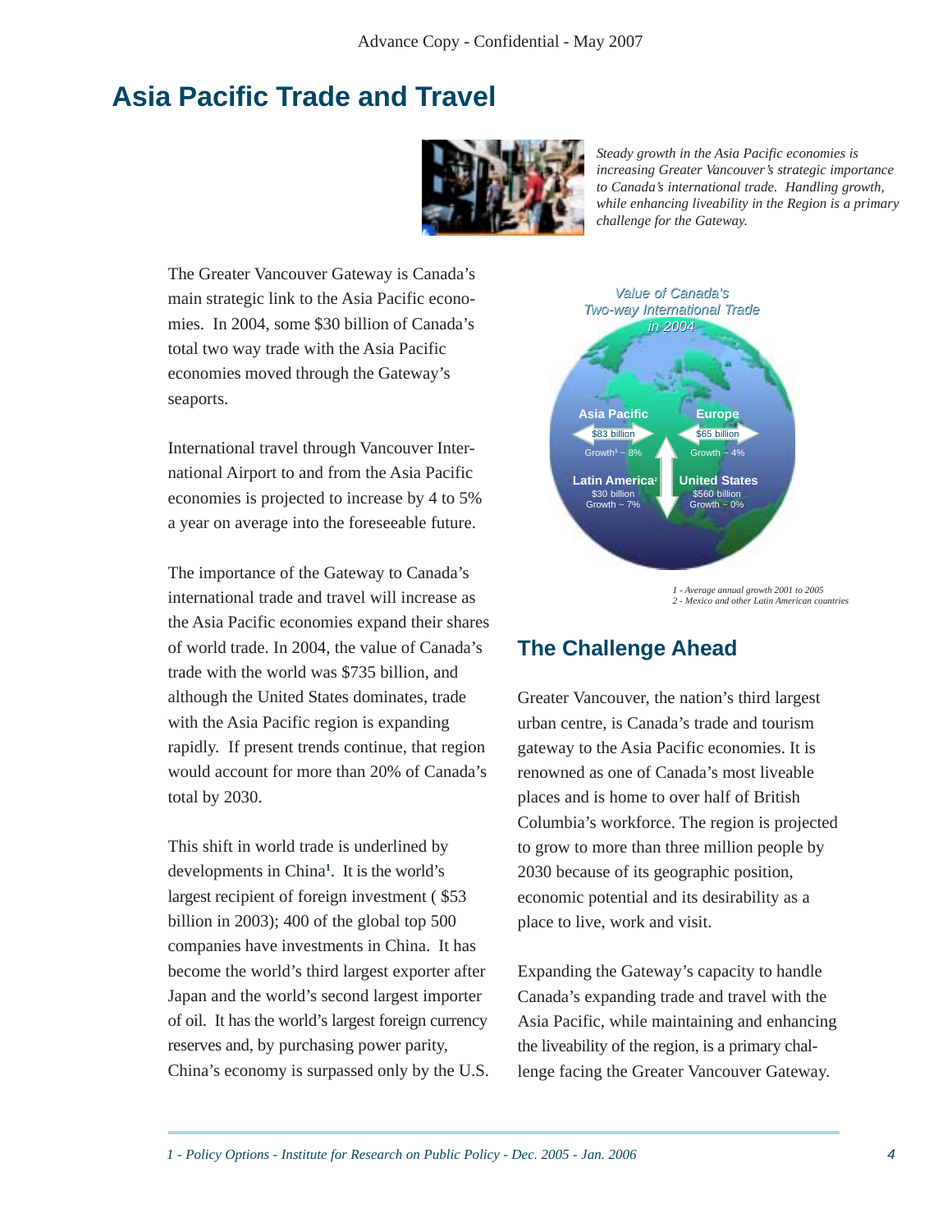# Asia Pacific Trade and Travel

*Steady growth in the Asia Pacific economies is increasing Greater Vancouver's strategic importance to Canada's international trade. Handling growth, while enhancing liveability in the Region is a primary challenge for the Gateway.*

The Greater Vancouver Gateway is Canada's main strategic link to the Asia Pacific economies. In 2004, some $30 billion of Canada's total two way trade with the Asia Pacific economies moved through the Gateway's seaports.

International travel through Vancouver International Airport to and from the Asia Pacific economies is projected to increase by 4 to 5% a year on average into the foreseeable future.

The importance of the Gateway to Canada's international trade and travel will increase as the Asia Pacific economies expand their shares of world trade. In 2004, the value of Canada's trade with the world was $735 billion, and although the United States dominates, trade with the Asia Pacific region is expanding rapidly. If present trends continue, that region would account for more than 20% of Canada's total by 2030.

This shift in world trade is underlined by developments in China[1]. It is the world's largest recipient of foreign investment ( $53 billion in 2003); 400 of the global top 500 companies have investments in China. It has become the world's third largest exporter after Japan and the world's second largest importer of oil. It has the world's largest foreign currency reserves and, by purchasing power parity, China's economy is surpassed only by the U.S.

*Value of Canada's Two-way International Trade in 2004*

| Region | Value | Growth |
|---|---|---|
| Asia Pacific | $83 billion | Growth[1] ~ 8% |
| Europe | $65 billion | Growth ~ 4% |
| Latin America[2] | $30 billion | Growth ~ 7% |
| United States | $560 billion | Growth ~ 0% |

*1 - Average annual growth 2001 to 2005*
*2 - Mexico and other Latin American countries*

## The Challenge Ahead

Greater Vancouver, the nation's third largest urban centre, is Canada's trade and tourism gateway to the Asia Pacific economies. It is renowned as one of Canada's most liveable places and is home to over half of British Columbia's workforce. The region is projected to grow to more than three million people by 2030 because of its geographic position, economic potential and its desirability as a place to live, work and visit.

Expanding the Gateway's capacity to handle Canada's expanding trade and travel with the Asia Pacific, while maintaining and enhancing the liveability of the region, is a primary challenge facing the Greater Vancouver Gateway.

*1 - Policy Options - Institute for Research on Public Policy - Dec. 2005 - Jan. 2006*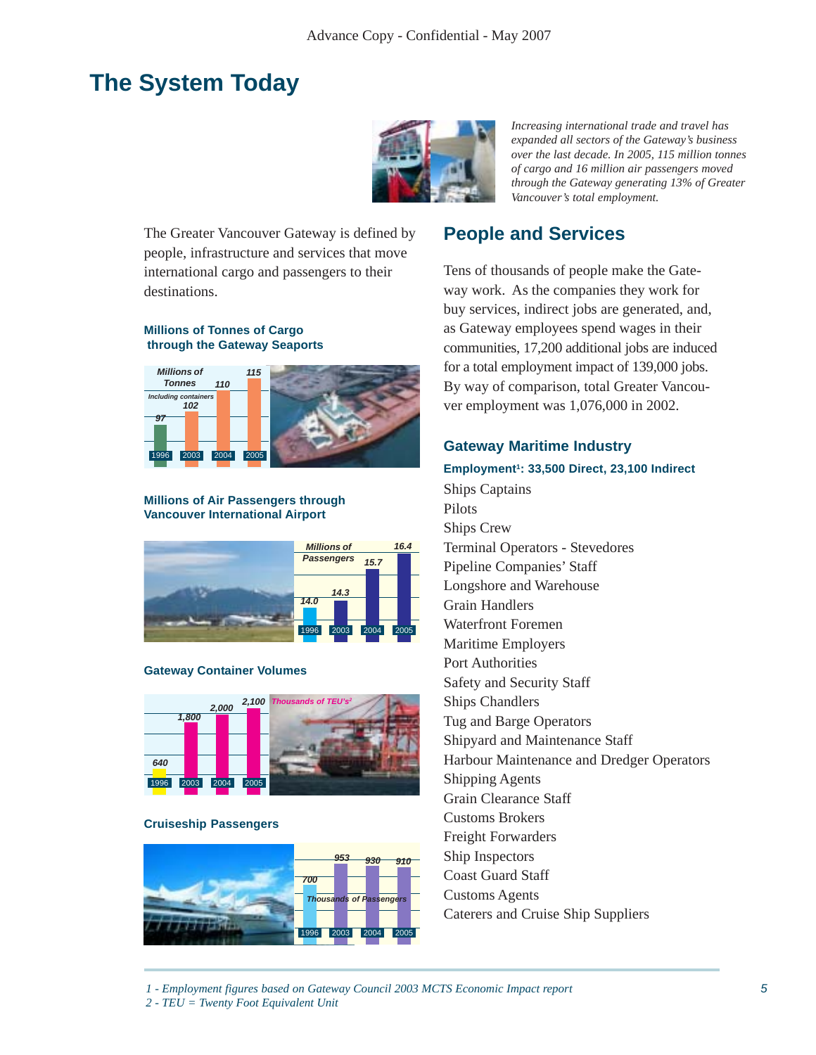# The System Today

*Increasing international trade and travel has expanded all sectors of the Gateway's business over the last decade. In 2005, 115 million tonnes of cargo and 16 million air passengers moved through the Gateway generating 13% of Greater Vancouver's total employment.*

The Greater Vancouver Gateway is defined by people, infrastructure and services that move international cargo and passengers to their destinations.

**Millions of Tonnes of Cargo through the Gateway Seaports**

| Year | Millions of Tonnes (Including containers) |
|---|---|
| 1996 | 97 |
| 2003 | 102 |
| 2004 | 110 |
| 2005 | 115 |

**Millions of Air Passengers through Vancouver International Airport**

| Year | Millions of Passengers |
|---|---|
| 1996 | 14.0 |
| 2003 | 14.3 |
| 2004 | 15.7 |
| 2005 | 16.4 |

**Gateway Container Volumes**

| Year | Thousands of TEU's[2] |
|---|---|
| 1996 | 640 |
| 2003 | 1,800 |
| 2004 | 2,000 |
| 2005 | 2,100 |

**Cruiseship Passengers**

| Year | Thousands of Passengers |
|---|---|
| 1996 | 700 |
| 2003 | 953 |
| 2004 | 930 |
| 2005 | 910 |

## People and Services

Tens of thousands of people make the Gateway work. As the companies they work for buy services, indirect jobs are generated, and, as Gateway employees spend wages in their communities, 17,200 additional jobs are induced for a total employment impact of 139,000 jobs. By way of comparison, total Greater Vancouver employment was 1,076,000 in 2002.

### Gateway Maritime Industry

**Employment[1]: 33,500 Direct, 23,100 Indirect**

- Ships Captains
- Pilots
- Ships Crew
- Terminal Operators - Stevedores
- Pipeline Companies' Staff
- Longshore and Warehouse
- Grain Handlers
- Waterfront Foremen
- Maritime Employers
- Port Authorities
- Safety and Security Staff
- Ships Chandlers
- Tug and Barge Operators
- Shipyard and Maintenance Staff
- Harbour Maintenance and Dredger Operators
- Shipping Agents
- Grain Clearance Staff
- Customs Brokers
- Freight Forwarders
- Ship Inspectors
- Coast Guard Staff
- Customs Agents
- Caterers and Cruise Ship Suppliers

*1 - Employment figures based on Gateway Council 2003 MCTS Economic Impact report*
*2 - TEU = Twenty Foot Equivalent Unit*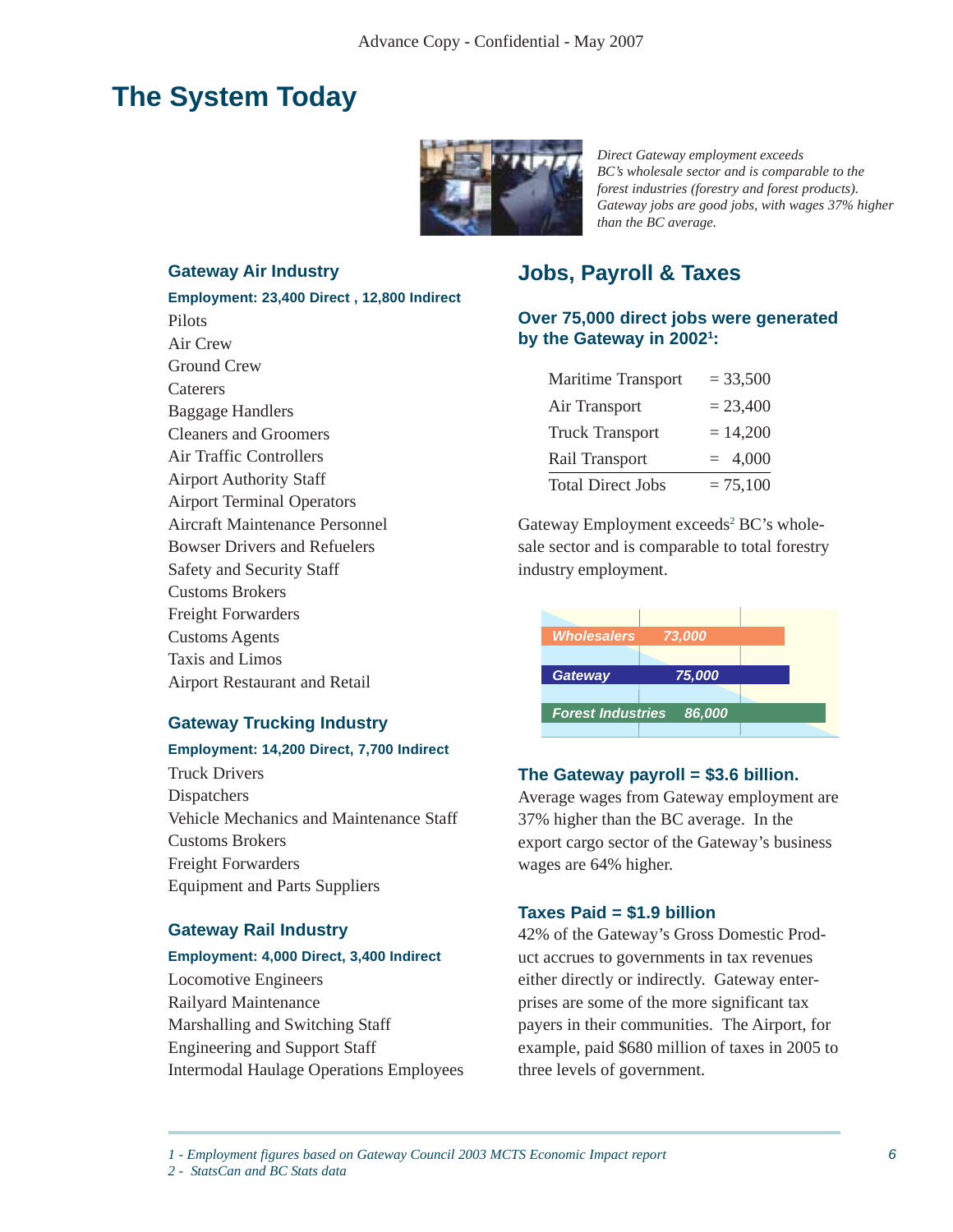# The System Today

*Direct Gateway employment exceeds BC's wholesale sector and is comparable to the forest industries (forestry and forest products). Gateway jobs are good jobs, with wages 37% higher than the BC average.*

### Gateway Air Industry

**Employment: 23,400 Direct , 12,800 Indirect**

- Pilots
- Air Crew
- Ground Crew
- Caterers
- Baggage Handlers
- Cleaners and Groomers
- Air Traffic Controllers
- Airport Authority Staff
- Airport Terminal Operators
- Aircraft Maintenance Personnel
- Bowser Drivers and Refuelers
- Safety and Security Staff
- Customs Brokers
- Freight Forwarders
- Customs Agents
- Taxis and Limos
- Airport Restaurant and Retail

### Gateway Trucking Industry

**Employment: 14,200 Direct, 7,700 Indirect**

- Truck Drivers
- Dispatchers
- Vehicle Mechanics and Maintenance Staff
- Customs Brokers
- Freight Forwarders
- Equipment and Parts Suppliers

### Gateway Rail Industry

**Employment: 4,000 Direct, 3,400 Indirect**

- Locomotive Engineers
- Railyard Maintenance
- Marshalling and Switching Staff
- Engineering and Support Staff
- Intermodal Haulage Operations Employees

## Jobs, Payroll & Taxes

### Over 75,000 direct jobs were generated by the Gateway in 2002[1]:

| | |
|---|---|
| Maritime Transport | = 33,500 |
| Air Transport | = 23,400 |
| Truck Transport | = 14,200 |
| Rail Transport | = 4,000 |
| Total Direct Jobs | = 75,100 |

Gateway Employment exceeds[2] BC's wholesale sector and is comparable to total forestry industry employment.

| Sector | Employment |
|---|---|
| Wholesalers | 73,000 |
| Gateway | 75,000 |
| Forest Industries | 86,000 |

### The Gateway payroll = $3.6 billion.

Average wages from Gateway employment are 37% higher than the BC average. In the export cargo sector of the Gateway's business wages are 64% higher.

### Taxes Paid = $1.9 billion

42% of the Gateway's Gross Domestic Product accrues to governments in tax revenues either directly or indirectly. Gateway enterprises are some of the more significant tax payers in their communities. The Airport, for example, paid $680 million of taxes in 2005 to three levels of government.

*1 - Employment figures based on Gateway Council 2003 MCTS Economic Impact report*
*2 - StatsCan and BC Stats data*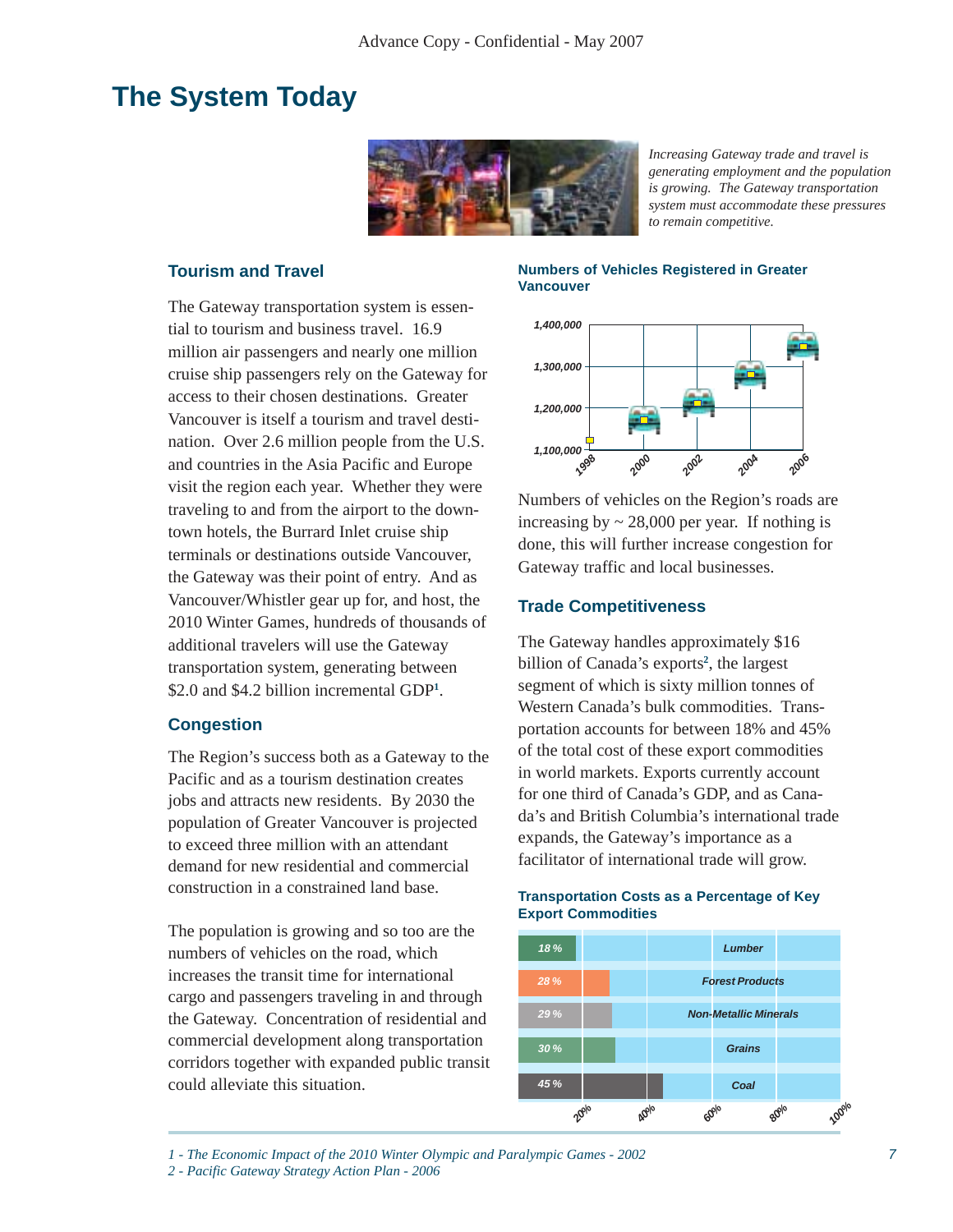# The System Today

*Increasing Gateway trade and travel is generating employment and the population is growing. The Gateway transportation system must accommodate these pressures to remain competitive.*

## Tourism and Travel

The Gateway transportation system is essential to tourism and business travel. 16.9 million air passengers and nearly one million cruise ship passengers rely on the Gateway for access to their chosen destinations. Greater Vancouver is itself a tourism and travel destination. Over 2.6 million people from the U.S. and countries in the Asia Pacific and Europe visit the region each year. Whether they were traveling to and from the airport to the downtown hotels, the Burrard Inlet cruise ship terminals or destinations outside Vancouver, the Gateway was their point of entry. And as Vancouver/Whistler gear up for, and host, the 2010 Winter Games, hundreds of thousands of additional travelers will use the Gateway transportation system, generating between \$2.0 and \$4.2 billion incremental GDP[1].

## Congestion

The Region's success both as a Gateway to the Pacific and as a tourism destination creates jobs and attracts new residents. By 2030 the population of Greater Vancouver is projected to exceed three million with an attendant demand for new residential and commercial construction in a constrained land base.

The population is growing and so too are the numbers of vehicles on the road, which increases the transit time for international cargo and passengers traveling in and through the Gateway. Concentration of residential and commercial development along transportation corridors together with expanded public transit could alleviate this situation.

**Numbers of Vehicles Registered in Greater Vancouver**

Numbers of vehicles on the Region's roads are increasing by ~ 28,000 per year. If nothing is done, this will further increase congestion for Gateway traffic and local businesses.

## Trade Competitiveness

The Gateway handles approximately \$16 billion of Canada's exports[2], the largest segment of which is sixty million tonnes of Western Canada's bulk commodities. Transportation accounts for between 18% and 45% of the total cost of these export commodities in world markets. Exports currently account for one third of Canada's GDP, and as Canada's and British Columbia's international trade expands, the Gateway's importance as a facilitator of international trade will grow.

**Transportation Costs as a Percentage of Key Export Commodities**

| Commodity | Transportation Cost |
|---|---|
| Lumber | 18 % |
| Forest Products | 28 % |
| Non-Metallic Minerals | 29 % |
| Grains | 30 % |
| Coal | 45 % |

*1 - The Economic Impact of the 2010 Winter Olympic and Paralympic Games - 2002*
*2 - Pacific Gateway Strategy Action Plan - 2006*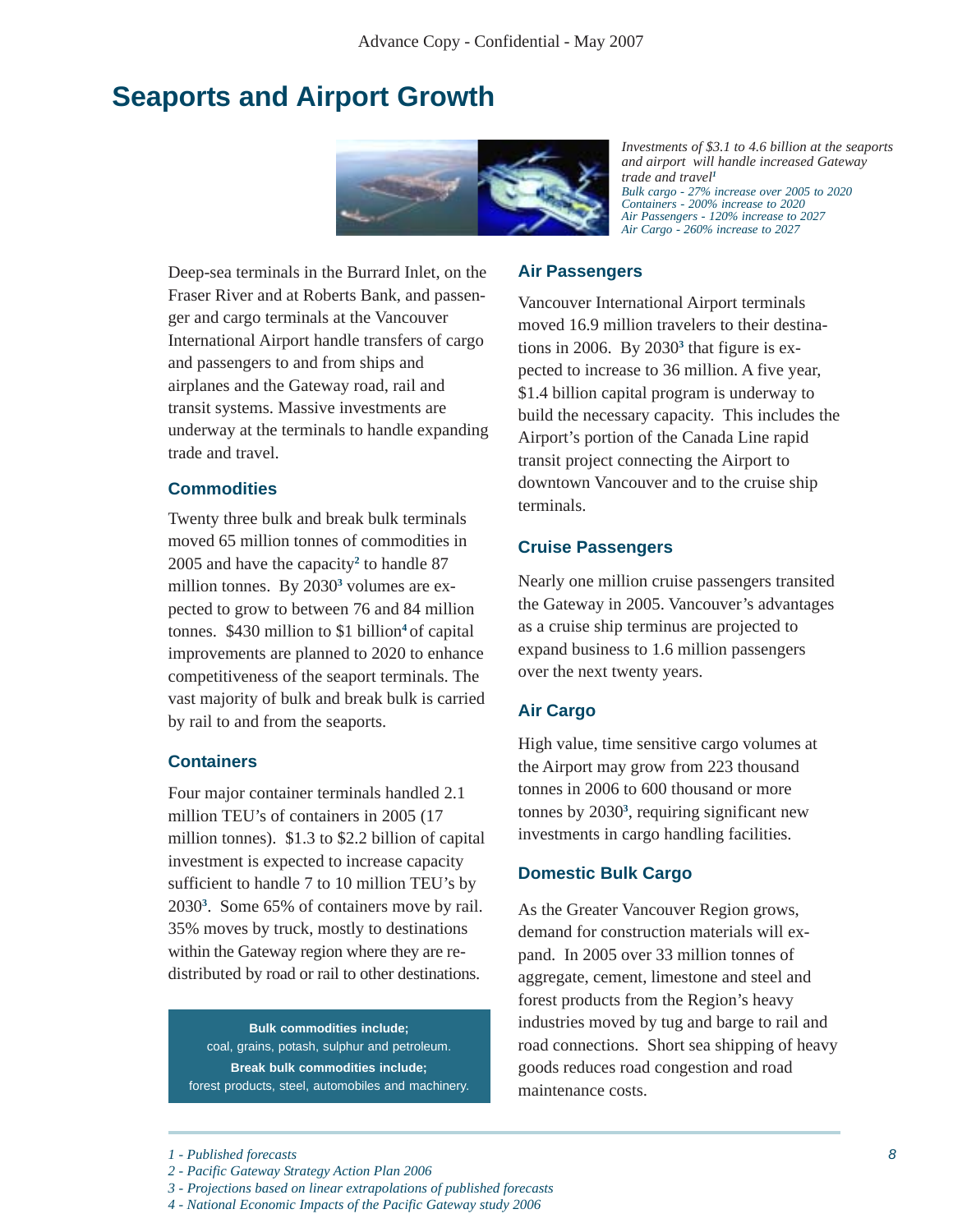# Seaports and Airport Growth

*Investments of $3.1 to 4.6 billion at the seaports and airport will handle increased Gateway trade and travel*[1]
*Bulk cargo - 27% increase over 2005 to 2020*
*Containers - 200% increase to 2020*
*Air Passengers - 120% increase to 2027*
*Air Cargo - 260% increase to 2027*

Deep-sea terminals in the Burrard Inlet, on the Fraser River and at Roberts Bank, and passenger and cargo terminals at the Vancouver International Airport handle transfers of cargo and passengers to and from ships and airplanes and the Gateway road, rail and transit systems. Massive investments are underway at the terminals to handle expanding trade and travel.

### Commodities

Twenty three bulk and break bulk terminals moved 65 million tonnes of commodities in 2005 and have the capacity[2] to handle 87 million tonnes. By 2030[3] volumes are expected to grow to between 76 and 84 million tonnes. $430 million to $1 billion[4] of capital improvements are planned to 2020 to enhance competitiveness of the seaport terminals. The vast majority of bulk and break bulk is carried by rail to and from the seaports.

### Containers

Four major container terminals handled 2.1 million TEU's of containers in 2005 (17 million tonnes). $1.3 to $2.2 billion of capital investment is expected to increase capacity sufficient to handle 7 to 10 million TEU's by 2030[3]. Some 65% of containers move by rail. 35% moves by truck, mostly to destinations within the Gateway region where they are redistributed by road or rail to other destinations.

**Bulk commodities include;**
coal, grains, potash, sulphur and petroleum.
**Break bulk commodities include;**
forest products, steel, automobiles and machinery.

### Air Passengers

Vancouver International Airport terminals moved 16.9 million travelers to their destinations in 2006. By 2030[3] that figure is expected to increase to 36 million. A five year, $1.4 billion capital program is underway to build the necessary capacity. This includes the Airport's portion of the Canada Line rapid transit project connecting the Airport to downtown Vancouver and to the cruise ship terminals.

### Cruise Passengers

Nearly one million cruise passengers transited the Gateway in 2005. Vancouver's advantages as a cruise ship terminus are projected to expand business to 1.6 million passengers over the next twenty years.

### Air Cargo

High value, time sensitive cargo volumes at the Airport may grow from 223 thousand tonnes in 2006 to 600 thousand or more tonnes by 2030[3], requiring significant new investments in cargo handling facilities.

### Domestic Bulk Cargo

As the Greater Vancouver Region grows, demand for construction materials will expand. In 2005 over 33 million tonnes of aggregate, cement, limestone and steel and forest products from the Region's heavy industries moved by tug and barge to rail and road connections. Short sea shipping of heavy goods reduces road congestion and road maintenance costs.

---

*1 - Published forecasts*
*2 - Pacific Gateway Strategy Action Plan 2006*
*3 - Projections based on linear extrapolations of published forecasts*
*4 - National Economic Impacts of the Pacific Gateway study 2006*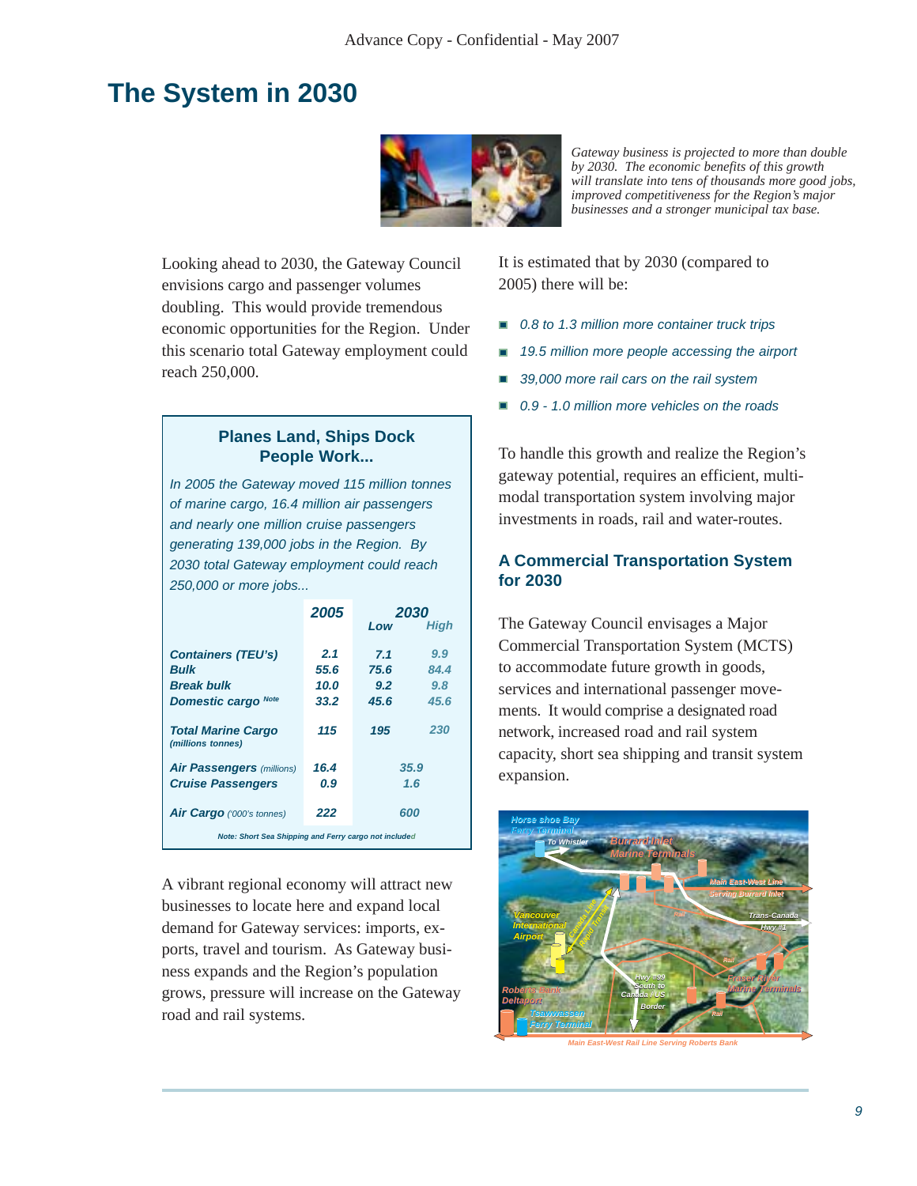# The System in 2030

*Gateway business is projected to more than double by 2030. The economic benefits of this growth will translate into tens of thousands more good jobs, improved competitiveness for the Region's major businesses and a stronger municipal tax base.*

Looking ahead to 2030, the Gateway Council envisions cargo and passenger volumes doubling. This would provide tremendous economic opportunities for the Region. Under this scenario total Gateway employment could reach 250,000.

### Planes Land, Ships Dock People Work...

*In 2005 the Gateway moved 115 million tonnes of marine cargo, 16.4 million air passengers and nearly one million cruise passengers generating 139,000 jobs in the Region. By 2030 total Gateway employment could reach 250,000 or more jobs...*

| | 2005 | 2030 Low | 2030 High |
|---|---|---|---|
| Containers (TEU's) | 2.1 | 7.1 | 9.9 |
| Bulk | 55.6 | 75.6 | 84.4 |
| Break bulk | 10.0 | 9.2 | 9.8 |
| Domestic cargo Note | 33.2 | 45.6 | 45.6 |
| Total Marine Cargo (millions tonnes) | 115 | 195 | 230 |
| Air Passengers (millions) | 16.4 | 35.9 | |
| Cruise Passengers | 0.9 | 1.6 | |
| Air Cargo ('000's tonnes) | 222 | 600 | |

Note: Short Sea Shipping and Ferry cargo not included

A vibrant regional economy will attract new businesses to locate here and expand local demand for Gateway services: imports, exports, travel and tourism. As Gateway business expands and the Region's population grows, pressure will increase on the Gateway road and rail systems.

It is estimated that by 2030 (compared to 2005) there will be:

- *0.8 to 1.3 million more container truck trips*
- *19.5 million more people accessing the airport*
- *39,000 more rail cars on the rail system*
- *0.9 - 1.0 million more vehicles on the roads*

To handle this growth and realize the Region's gateway potential, requires an efficient, multi-modal transportation system involving major investments in roads, rail and water-routes.

### A Commercial Transportation System for 2030

The Gateway Council envisages a Major Commercial Transportation System (MCTS) to accommodate future growth in goods, services and international passenger movements. It would comprise a designated road network, increased road and rail system capacity, short sea shipping and transit system expansion.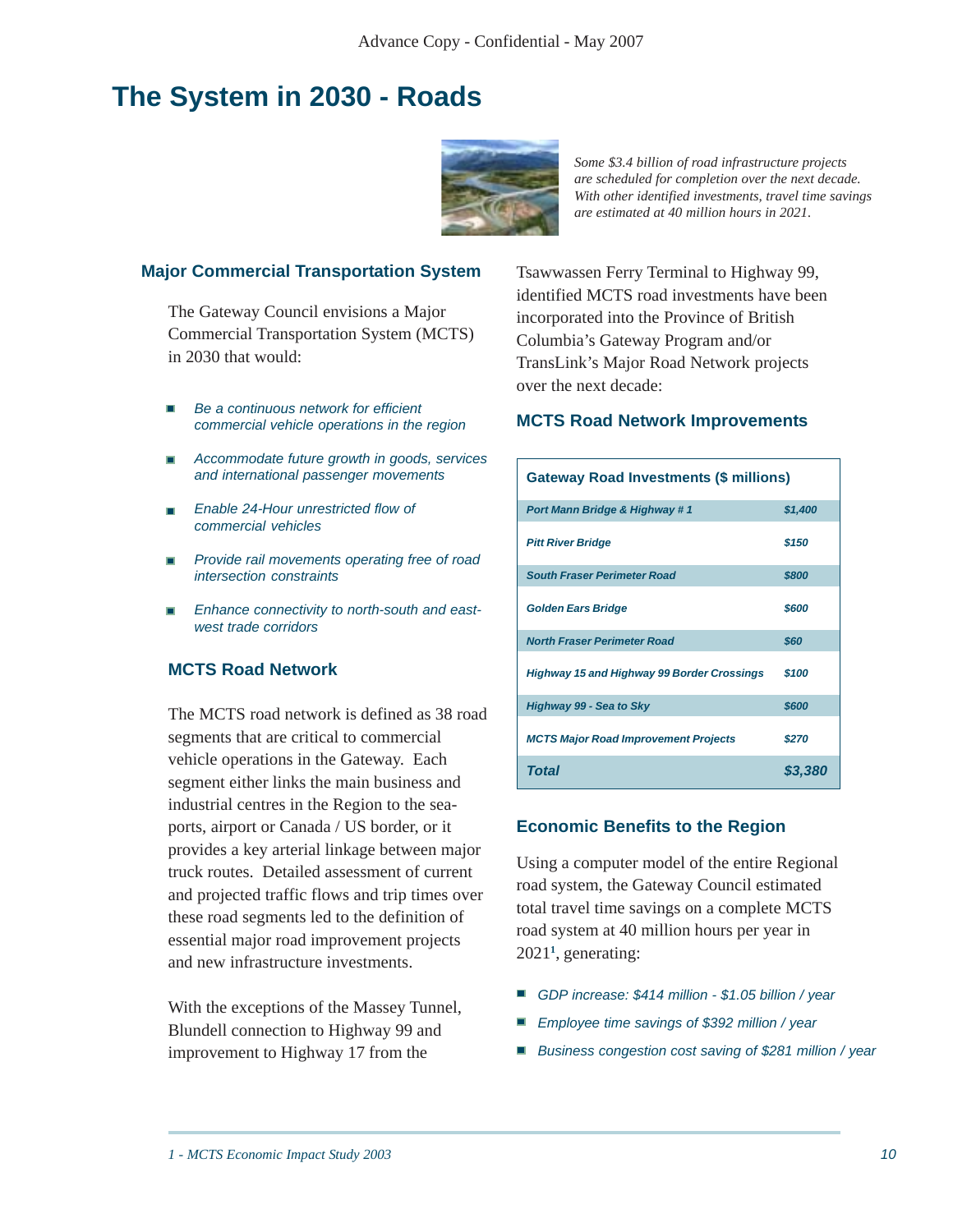# The System in 2030 - Roads

*Some $3.4 billion of road infrastructure projects are scheduled for completion over the next decade. With other identified investments, travel time savings are estimated at 40 million hours in 2021.*

### Major Commercial Transportation System

The Gateway Council envisions a Major Commercial Transportation System (MCTS) in 2030 that would:

- *Be a continuous network for efficient commercial vehicle operations in the region*
- *Accommodate future growth in goods, services and international passenger movements*
- *Enable 24-Hour unrestricted flow of commercial vehicles*
- *Provide rail movements operating free of road intersection constraints*
- *Enhance connectivity to north-south and east-west trade corridors*

### MCTS Road Network

The MCTS road network is defined as 38 road segments that are critical to commercial vehicle operations in the Gateway. Each segment either links the main business and industrial centres in the Region to the seaports, airport or Canada / US border, or it provides a key arterial linkage between major truck routes. Detailed assessment of current and projected traffic flows and trip times over these road segments led to the definition of essential major road improvement projects and new infrastructure investments.

With the exceptions of the Massey Tunnel, Blundell connection to Highway 99 and improvement to Highway 17 from the Tsawwassen Ferry Terminal to Highway 99, identified MCTS road investments have been incorporated into the Province of British Columbia's Gateway Program and/or TransLink's Major Road Network projects over the next decade:

### MCTS Road Network Improvements

| Gateway Road Investments ($ millions) | |
|---|---|
| *Port Mann Bridge & Highway # 1* | *$1,400* |
| *Pitt River Bridge* | *$150* |
| *South Fraser Perimeter Road* | *$800* |
| *Golden Ears Bridge* | *$600* |
| *North Fraser Perimeter Road* | *$60* |
| *Highway 15 and Highway 99 Border Crossings* | *$100* |
| *Highway 99 - Sea to Sky* | *$600* |
| *MCTS Major Road Improvement Projects* | *$270* |
| ***Total*** | ***$3,380*** |

### Economic Benefits to the Region

Using a computer model of the entire Regional road system, the Gateway Council estimated total travel time savings on a complete MCTS road system at 40 million hours per year in 2021[1], generating:

- *GDP increase: $414 million - $1.05 billion / year*
- *Employee time savings of $392 million / year*
- *Business congestion cost saving of $281 million / year*

*1 - MCTS Economic Impact Study 2003*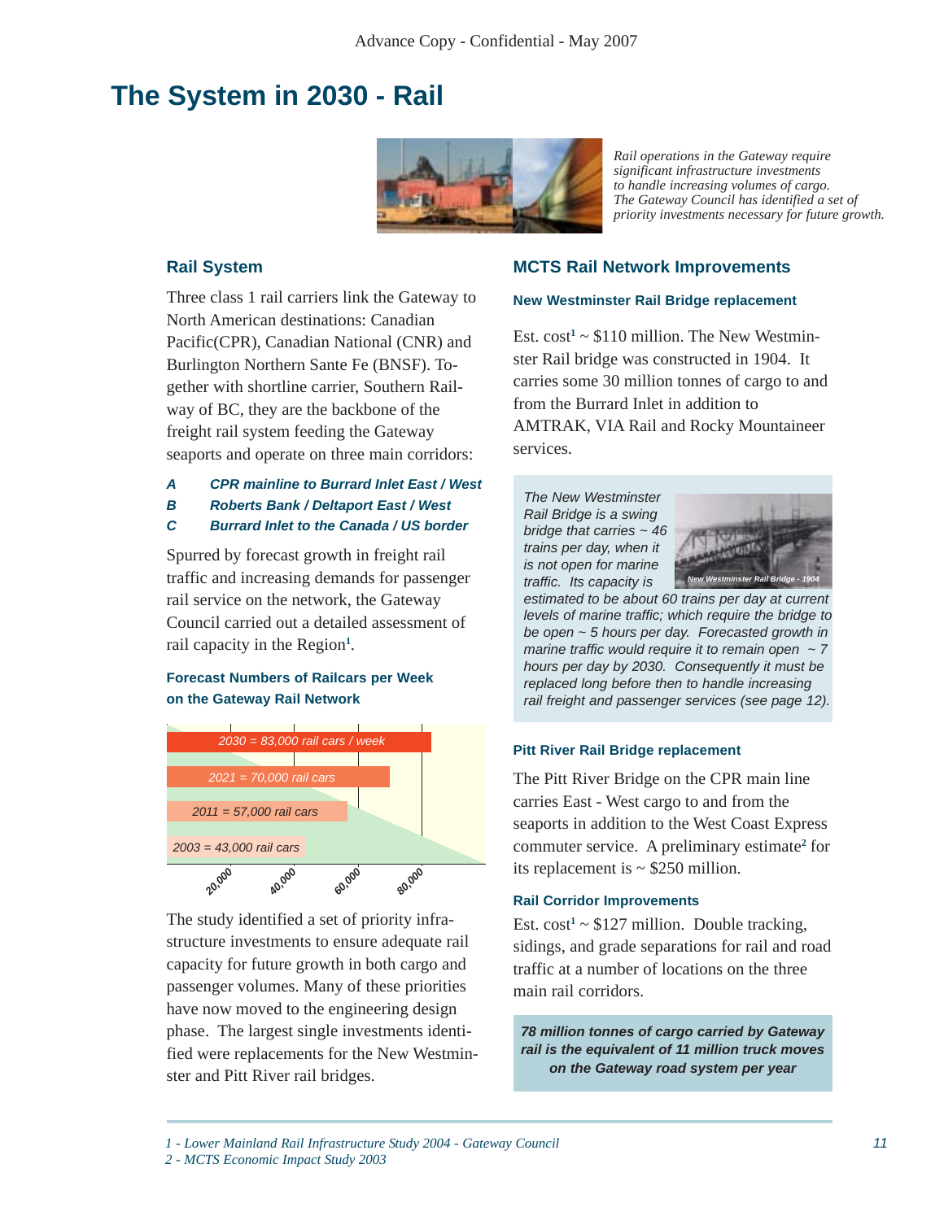# The System in 2030 - Rail

*Rail operations in the Gateway require significant infrastructure investments to handle increasing volumes of cargo. The Gateway Council has identified a set of priority investments necessary for future growth.*

## Rail System

Three class 1 rail carriers link the Gateway to North American destinations: Canadian Pacific(CPR), Canadian National (CNR) and Burlington Northern Sante Fe (BNSF). Together with shortline carrier, Southern Railway of BC, they are the backbone of the freight rail system feeding the Gateway seaports and operate on three main corridors:

- ***A*** ***CPR mainline to Burrard Inlet East / West***
- ***B*** ***Roberts Bank / Deltaport East / West***
- ***C*** ***Burrard Inlet to the Canada / US border***

Spurred by forecast growth in freight rail traffic and increasing demands for passenger rail service on the network, the Gateway Council carried out a detailed assessment of rail capacity in the Region[1].

### Forecast Numbers of Railcars per Week on the Gateway Rail Network

| Year | Rail cars |
|---|---|
| 2030 | 83,000 rail cars / week |
| 2021 | 70,000 rail cars |
| 2011 | 57,000 rail cars |
| 2003 | 43,000 rail cars |

The study identified a set of priority infrastructure investments to ensure adequate rail capacity for future growth in both cargo and passenger volumes. Many of these priorities have now moved to the engineering design phase. The largest single investments identified were replacements for the New Westminster and Pitt River rail bridges.

## MCTS Rail Network Improvements

### New Westminster Rail Bridge replacement

Est. cost[1] ~ $110 million. The New Westminster Rail bridge was constructed in 1904. It carries some 30 million tonnes of cargo to and from the Burrard Inlet in addition to AMTRAK, VIA Rail and Rocky Mountaineer services.

*The New Westminster Rail Bridge is a swing bridge that carries ~ 46 trains per day, when it is not open for marine traffic. Its capacity is estimated to be about 60 trains per day at current levels of marine traffic; which require the bridge to be open ~ 5 hours per day. Forecasted growth in marine traffic would require it to remain open ~ 7 hours per day by 2030. Consequently it must be replaced long before then to handle increasing rail freight and passenger services (see page 12).*

New Westminster Rail Bridge - 1904

### Pitt River Rail Bridge replacement

The Pitt River Bridge on the CPR main line carries East - West cargo to and from the seaports in addition to the West Coast Express commuter service. A preliminary estimate[2] for its replacement is ~ $250 million.

### Rail Corridor Improvements

Est. cost[1] ~ $127 million. Double tracking, sidings, and grade separations for rail and road traffic at a number of locations on the three main rail corridors.

***78 million tonnes of cargo carried by Gateway rail is the equivalent of 11 million truck moves on the Gateway road system per year***

*1 - Lower Mainland Rail Infrastructure Study 2004 - Gateway Council*
*2 - MCTS Economic Impact Study 2003*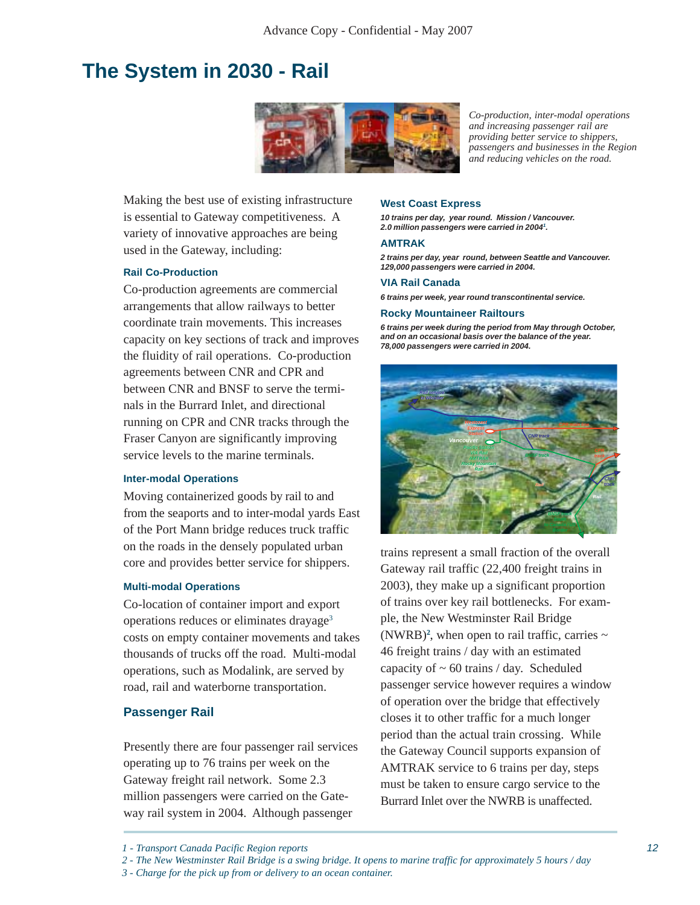# The System in 2030 - Rail

*Co-production, inter-modal operations and increasing passenger rail are providing better service to shippers, passengers and businesses in the Region and reducing vehicles on the road.*

Making the best use of existing infrastructure is essential to Gateway competitiveness. A variety of innovative approaches are being used in the Gateway, including:

#### Rail Co-Production

Co-production agreements are commercial arrangements that allow railways to better coordinate train movements. This increases capacity on key sections of track and improves the fluidity of rail operations. Co-production agreements between CNR and CPR and between CNR and BNSF to serve the terminals in the Burrard Inlet, and directional running on CPR and CNR tracks through the Fraser Canyon are significantly improving service levels to the marine terminals.

#### Inter-modal Operations

Moving containerized goods by rail to and from the seaports and to inter-modal yards East of the Port Mann bridge reduces truck traffic on the roads in the densely populated urban core and provides better service for shippers.

#### Multi-modal Operations

Co-location of container import and export operations reduces or eliminates drayage[3] costs on empty container movements and takes thousands of trucks off the road. Multi-modal operations, such as Modalink, are served by road, rail and waterborne transportation.

### Passenger Rail

Presently there are four passenger rail services operating up to 76 trains per week on the Gateway freight rail network. Some 2.3 million passengers were carried on the Gateway rail system in 2004. Although passenger trains represent a small fraction of the overall Gateway rail traffic (22,400 freight trains in 2003), they make up a significant proportion of trains over key rail bottlenecks. For example, the New Westminster Rail Bridge (NWRB)[2], when open to rail traffic, carries ~ 46 freight trains / day with an estimated capacity of ~ 60 trains / day. Scheduled passenger service however requires a window of operation over the bridge that effectively closes it to other traffic for a much longer period than the actual train crossing. While the Gateway Council supports expansion of AMTRAK service to 6 trains per day, steps must be taken to ensure cargo service to the Burrard Inlet over the NWRB is unaffected.

#### West Coast Express

***10 trains per day, year round. Mission / Vancouver. 2.0 million passengers were carried in 2004[1].***

#### AMTRAK

***2 trains per day, year round, between Seattle and Vancouver. 129,000 passengers were carried in 2004.***

#### VIA Rail Canada

***6 trains per week, year round transcontinental service.***

#### Rocky Mountaineer Railtours

***6 trains per week during the period from May through October, and on an occasional basis over the balance of the year. 78,000 passengers were carried in 2004.***

---

*1 - Transport Canada Pacific Region reports*

*2 - The New Westminster Rail Bridge is a swing bridge. It opens to marine traffic for approximately 5 hours / day*

*3 - Charge for the pick up from or delivery to an ocean container.*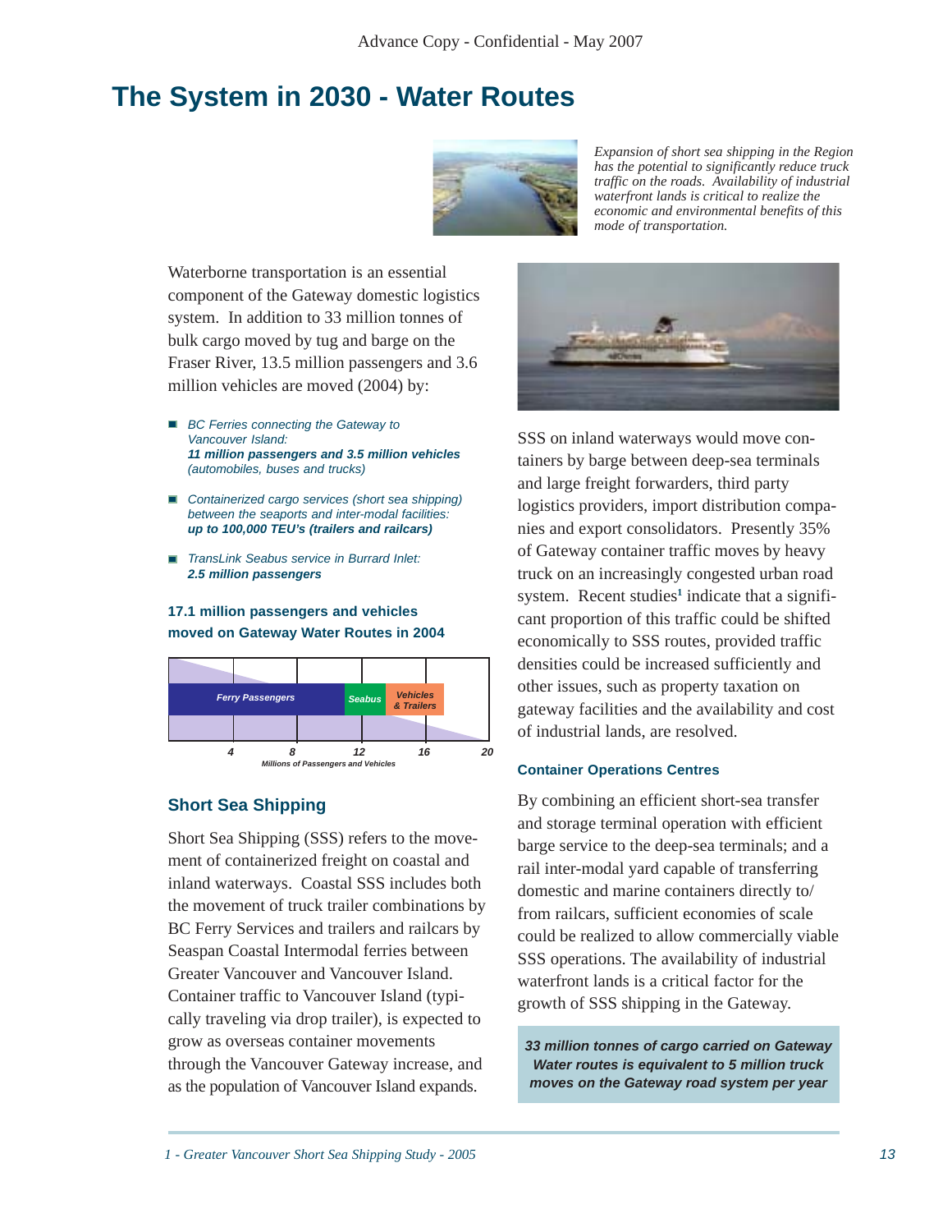# The System in 2030 - Water Routes

*Expansion of short sea shipping in the Region has the potential to significantly reduce truck traffic on the roads. Availability of industrial waterfront lands is critical to realize the economic and environmental benefits of this mode of transportation.*

Waterborne transportation is an essential component of the Gateway domestic logistics system. In addition to 33 million tonnes of bulk cargo moved by tug and barge on the Fraser River, 13.5 million passengers and 3.6 million vehicles are moved (2004) by:

- *BC Ferries connecting the Gateway to Vancouver Island:*
  ***11 million passengers and 3.5 million vehicles***
  *(automobiles, buses and trucks)*
- *Containerized cargo services (short sea shipping) between the seaports and inter-modal facilities:*
  ***up to 100,000 TEU's (trailers and railcars)***
- *TransLink Seabus service in Burrard Inlet:*
  ***2.5 million passengers***

**17.1 million passengers and vehicles moved on Gateway Water Routes in 2004**

Ferry Passengers | Seabus | Vehicles & Trailers

4 8 12 16 20

*Millions of Passengers and Vehicles*

## Short Sea Shipping

Short Sea Shipping (SSS) refers to the movement of containerized freight on coastal and inland waterways. Coastal SSS includes both the movement of truck trailer combinations by BC Ferry Services and trailers and railcars by Seaspan Coastal Intermodal ferries between Greater Vancouver and Vancouver Island. Container traffic to Vancouver Island (typically traveling via drop trailer), is expected to grow as overseas container movements through the Vancouver Gateway increase, and as the population of Vancouver Island expands.

SSS on inland waterways would move containers by barge between deep-sea terminals and large freight forwarders, third party logistics providers, import distribution companies and export consolidators. Presently 35% of Gateway container traffic moves by heavy truck on an increasingly congested urban road system. Recent studies[1] indicate that a significant proportion of this traffic could be shifted economically to SSS routes, provided traffic densities could be increased sufficiently and other issues, such as property taxation on gateway facilities and the availability and cost of industrial lands, are resolved.

### Container Operations Centres

By combining an efficient short-sea transfer and storage terminal operation with efficient barge service to the deep-sea terminals; and a rail inter-modal yard capable of transferring domestic and marine containers directly to/from railcars, sufficient economies of scale could be realized to allow commercially viable SSS operations. The availability of industrial waterfront lands is a critical factor for the growth of SSS shipping in the Gateway.

***33 million tonnes of cargo carried on Gateway Water routes is equivalent to 5 million truck moves on the Gateway road system per year***

*1 - Greater Vancouver Short Sea Shipping Study - 2005*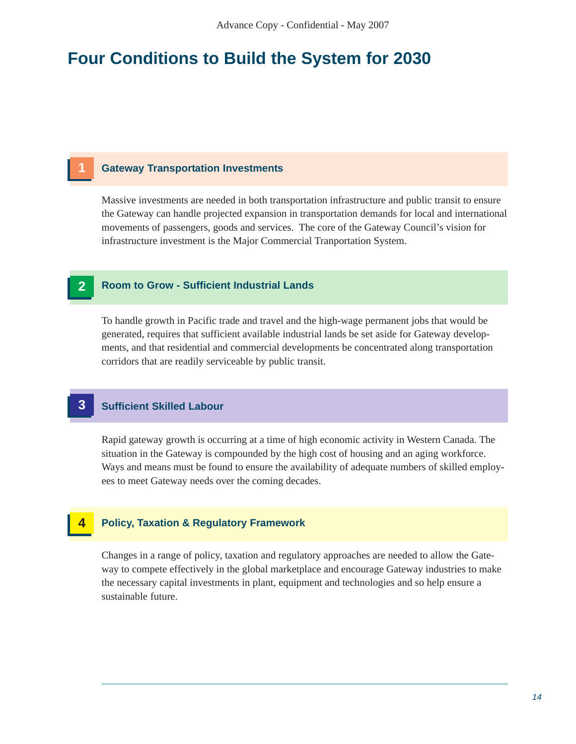# Four Conditions to Build the System for 2030

## 1 Gateway Transportation Investments

Massive investments are needed in both transportation infrastructure and public transit to ensure the Gateway can handle projected expansion in transportation demands for local and international movements of passengers, goods and services. The core of the Gateway Council's vision for infrastructure investment is the Major Commercial Tranportation System.

## 2 Room to Grow - Sufficient Industrial Lands

To handle growth in Pacific trade and travel and the high-wage permanent jobs that would be generated, requires that sufficient available industrial lands be set aside for Gateway developments, and that residential and commercial developments be concentrated along transportation corridors that are readily serviceable by public transit.

## 3 Sufficient Skilled Labour

Rapid gateway growth is occurring at a time of high economic activity in Western Canada. The situation in the Gateway is compounded by the high cost of housing and an aging workforce. Ways and means must be found to ensure the availability of adequate numbers of skilled employees to meet Gateway needs over the coming decades.

## 4 Policy, Taxation & Regulatory Framework

Changes in a range of policy, taxation and regulatory approaches are needed to allow the Gateway to compete effectively in the global marketplace and encourage Gateway industries to make the necessary capital investments in plant, equipment and technologies and so help ensure a sustainable future.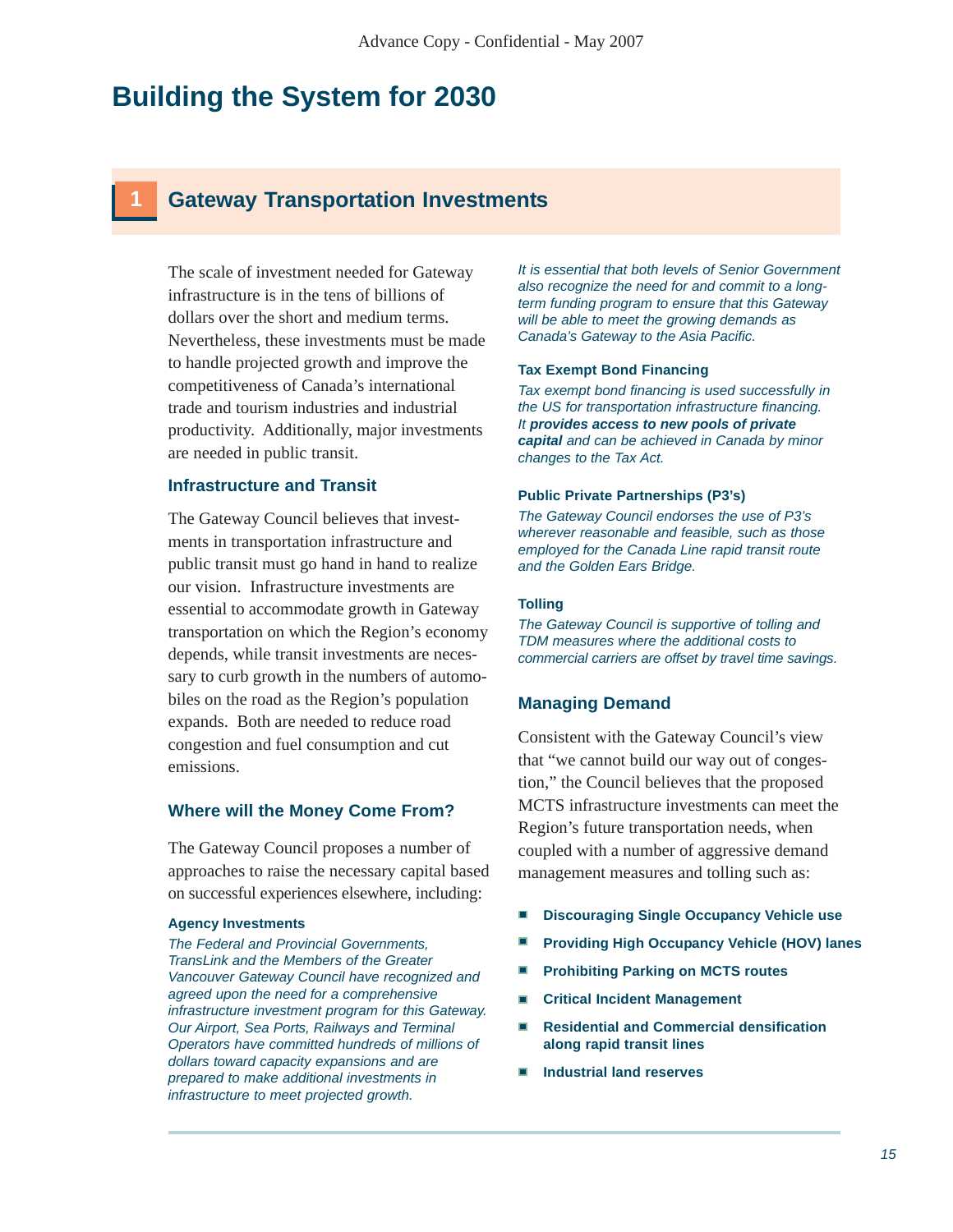# Building the System for 2030

## 1 Gateway Transportation Investments

The scale of investment needed for Gateway infrastructure is in the tens of billions of dollars over the short and medium terms. Nevertheless, these investments must be made to handle projected growth and improve the competitiveness of Canada's international trade and tourism industries and industrial productivity. Additionally, major investments are needed in public transit.

### Infrastructure and Transit

The Gateway Council believes that investments in transportation infrastructure and public transit must go hand in hand to realize our vision. Infrastructure investments are essential to accommodate growth in Gateway transportation on which the Region's economy depends, while transit investments are necessary to curb growth in the numbers of automobiles on the road as the Region's population expands. Both are needed to reduce road congestion and fuel consumption and cut emissions.

### Where will the Money Come From?

The Gateway Council proposes a number of approaches to raise the necessary capital based on successful experiences elsewhere, including:

#### Agency Investments

*The Federal and Provincial Governments, TransLink and the Members of the Greater Vancouver Gateway Council have recognized and agreed upon the need for a comprehensive infrastructure investment program for this Gateway. Our Airport, Sea Ports, Railways and Terminal Operators have committed hundreds of millions of dollars toward capacity expansions and are prepared to make additional investments in infrastructure to meet projected growth.*

*It is essential that both levels of Senior Government also recognize the need for and commit to a long-term funding program to ensure that this Gateway will be able to meet the growing demands as Canada's Gateway to the Asia Pacific.*

#### Tax Exempt Bond Financing

*Tax exempt bond financing is used successfully in the US for transportation infrastructure financing. It* ***provides access to new pools of private capital*** *and can be achieved in Canada by minor changes to the Tax Act.*

#### Public Private Partnerships (P3's)

*The Gateway Council endorses the use of P3's wherever reasonable and feasible, such as those employed for the Canada Line rapid transit route and the Golden Ears Bridge.*

#### Tolling

*The Gateway Council is supportive of tolling and TDM measures where the additional costs to commercial carriers are offset by travel time savings.*

### Managing Demand

Consistent with the Gateway Council's view that "we cannot build our way out of congestion," the Council believes that the proposed MCTS infrastructure investments can meet the Region's future transportation needs, when coupled with a number of aggressive demand management measures and tolling such as:

- **Discouraging Single Occupancy Vehicle use**
- **Providing High Occupancy Vehicle (HOV) lanes**
- **Prohibiting Parking on MCTS routes**
- **Critical Incident Management**
- **Residential and Commercial densification along rapid transit lines**
- **Industrial land reserves**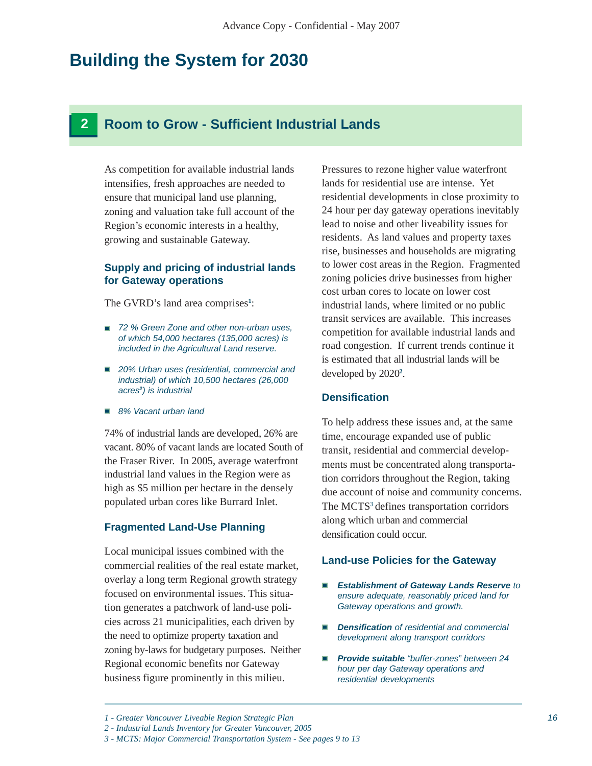# Building the System for 2030

## 2 Room to Grow - Sufficient Industrial Lands

As competition for available industrial lands intensifies, fresh approaches are needed to ensure that municipal land use planning, zoning and valuation take full account of the Region's economic interests in a healthy, growing and sustainable Gateway.

### Supply and pricing of industrial lands for Gateway operations

The GVRD's land area comprises[1]:

- *72 % Green Zone and other non-urban uses, of which 54,000 hectares (135,000 acres) is included in the Agricultural Land reserve.*
- *20% Urban uses (residential, commercial and industrial) of which 10,500 hectares (26,000 acres[2]) is industrial*
- *8% Vacant urban land*

74% of industrial lands are developed, 26% are vacant. 80% of vacant lands are located South of the Fraser River. In 2005, average waterfront industrial land values in the Region were as high as $5 million per hectare in the densely populated urban cores like Burrard Inlet.

### Fragmented Land-Use Planning

Local municipal issues combined with the commercial realities of the real estate market, overlay a long term Regional growth strategy focused on environmental issues. This situation generates a patchwork of land-use policies across 21 municipalities, each driven by the need to optimize property taxation and zoning by-laws for budgetary purposes. Neither Regional economic benefits nor Gateway business figure prominently in this milieu.

Pressures to rezone higher value waterfront lands for residential use are intense. Yet residential developments in close proximity to 24 hour per day gateway operations inevitably lead to noise and other liveability issues for residents. As land values and property taxes rise, businesses and households are migrating to lower cost areas in the Region. Fragmented zoning policies drive businesses from higher cost urban cores to locate on lower cost industrial lands, where limited or no public transit services are available. This increases competition for available industrial lands and road congestion. If current trends continue it is estimated that all industrial lands will be developed by 2020[2].

### Densification

To help address these issues and, at the same time, encourage expanded use of public transit, residential and commercial developments must be concentrated along transportation corridors throughout the Region, taking due account of noise and community concerns. The MCTS[3] defines transportation corridors along which urban and commercial densification could occur.

### Land-use Policies for the Gateway

- ***Establishment of Gateway Lands Reserve** to ensure adequate, reasonably priced land for Gateway operations and growth.*
- ***Densification** of residential and commercial development along transport corridors*
- ***Provide suitable** "buffer-zones" between 24 hour per day Gateway operations and residential developments*

---

*1 - Greater Vancouver Liveable Region Strategic Plan*
*2 - Industrial Lands Inventory for Greater Vancouver, 2005*
*3 - MCTS: Major Commercial Transportation System - See pages 9 to 13*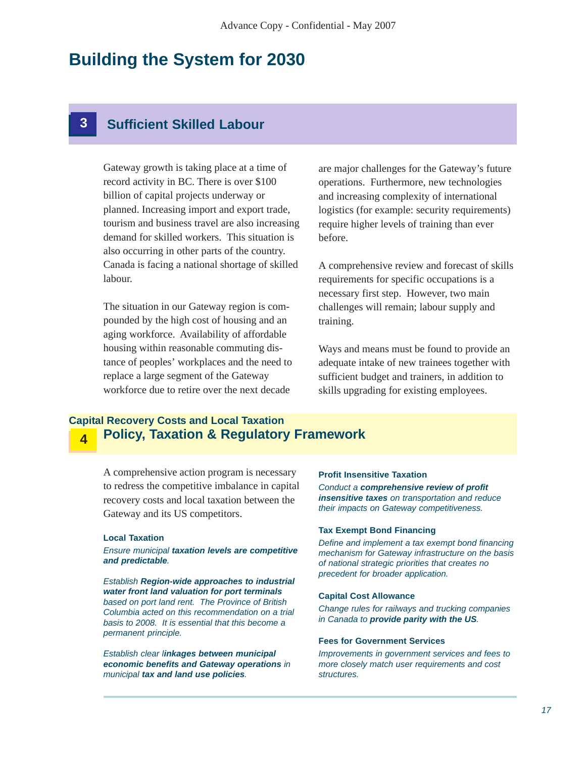# Building the System for 2030

## 3 Sufficient Skilled Labour

Gateway growth is taking place at a time of record activity in BC. There is over $100 billion of capital projects underway or planned. Increasing import and export trade, tourism and business travel are also increasing demand for skilled workers. This situation is also occurring in other parts of the country. Canada is facing a national shortage of skilled labour.

The situation in our Gateway region is compounded by the high cost of housing and an aging workforce. Availability of affordable housing within reasonable commuting distance of peoples' workplaces and the need to replace a large segment of the Gateway workforce due to retire over the next decade are major challenges for the Gateway's future operations. Furthermore, new technologies and increasing complexity of international logistics (for example: security requirements) require higher levels of training than ever before.

A comprehensive review and forecast of skills requirements for specific occupations is a necessary first step. However, two main challenges will remain; labour supply and training.

Ways and means must be found to provide an adequate intake of new trainees together with sufficient budget and trainers, in addition to skills upgrading for existing employees.

### Capital Recovery Costs and Local Taxation

## 4 Policy, Taxation & Regulatory Framework

A comprehensive action program is necessary to redress the competitive imbalance in capital recovery costs and local taxation between the Gateway and its US competitors.

#### Local Taxation

*Ensure municipal **taxation levels are competitive and predictable**.*

*Establish **Region-wide approaches to industrial water front land valuation for port terminals** based on port land rent. The Province of British Columbia acted on this recommendation on a trial basis to 2008. It is essential that this become a permanent principle.*

*Establish clear l**inkages between municipal economic benefits and Gateway operations** in municipal **tax and land use policies**.*

#### Profit Insensitive Taxation

*Conduct a **comprehensive review of profit insensitive taxes** on transportation and reduce their impacts on Gateway competitiveness.*

#### Tax Exempt Bond Financing

*Define and implement a tax exempt bond financing mechanism for Gateway infrastructure on the basis of national strategic priorities that creates no precedent for broader application.*

#### Capital Cost Allowance

*Change rules for railways and trucking companies in Canada to **provide parity with the US**.*

#### Fees for Government Services

*Improvements in government services and fees to more closely match user requirements and cost structures.*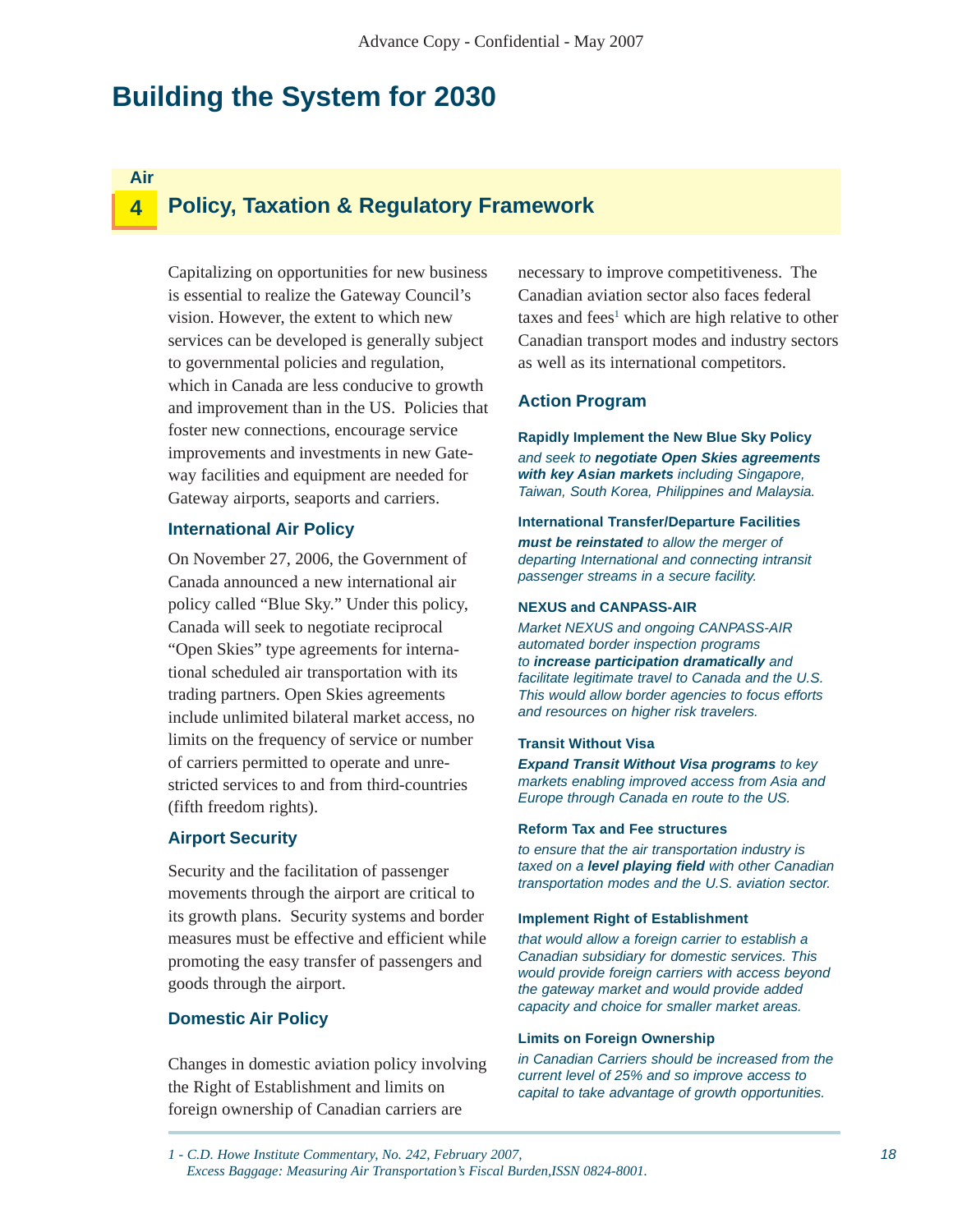# Building the System for 2030

## Air 4 Policy, Taxation & Regulatory Framework

Capitalizing on opportunities for new business is essential to realize the Gateway Council's vision. However, the extent to which new services can be developed is generally subject to governmental policies and regulation, which in Canada are less conducive to growth and improvement than in the US. Policies that foster new connections, encourage service improvements and investments in new Gateway facilities and equipment are needed for Gateway airports, seaports and carriers.

### International Air Policy

On November 27, 2006, the Government of Canada announced a new international air policy called "Blue Sky." Under this policy, Canada will seek to negotiate reciprocal "Open Skies" type agreements for international scheduled air transportation with its trading partners. Open Skies agreements include unlimited bilateral market access, no limits on the frequency of service or number of carriers permitted to operate and unrestricted services to and from third-countries (fifth freedom rights).

### Airport Security

Security and the facilitation of passenger movements through the airport are critical to its growth plans. Security systems and border measures must be effective and efficient while promoting the easy transfer of passengers and goods through the airport.

### Domestic Air Policy

Changes in domestic aviation policy involving the Right of Establishment and limits on foreign ownership of Canadian carriers are necessary to improve competitiveness. The Canadian aviation sector also faces federal taxes and fees[1] which are high relative to other Canadian transport modes and industry sectors as well as its international competitors.

### Action Program

**Rapidly Implement the New Blue Sky Policy**
*and seek to **negotiate Open Skies agreements with key Asian markets** including Singapore, Taiwan, South Korea, Philippines and Malaysia.*

**International Transfer/Departure Facilities**
***must be reinstated** to allow the merger of departing International and connecting intransit passenger streams in a secure facility.*

**NEXUS and CANPASS-AIR**
*Market NEXUS and ongoing CANPASS-AIR automated border inspection programs to **increase participation dramatically** and facilitate legitimate travel to Canada and the U.S. This would allow border agencies to focus efforts and resources on higher risk travelers.*

**Transit Without Visa**
***Expand Transit Without Visa programs** to key markets enabling improved access from Asia and Europe through Canada en route to the US.*

**Reform Tax and Fee structures**
*to ensure that the air transportation industry is taxed on a **level playing field** with other Canadian transportation modes and the U.S. aviation sector.*

**Implement Right of Establishment**
*that would allow a foreign carrier to establish a Canadian subsidiary for domestic services. This would provide foreign carriers with access beyond the gateway market and would provide added capacity and choice for smaller market areas.*

**Limits on Foreign Ownership**
*in Canadian Carriers should be increased from the current level of 25% and so improve access to capital to take advantage of growth opportunities.*

---

*1 - C.D. Howe Institute Commentary, No. 242, February 2007, Excess Baggage: Measuring Air Transportation's Fiscal Burden,ISSN 0824-8001.*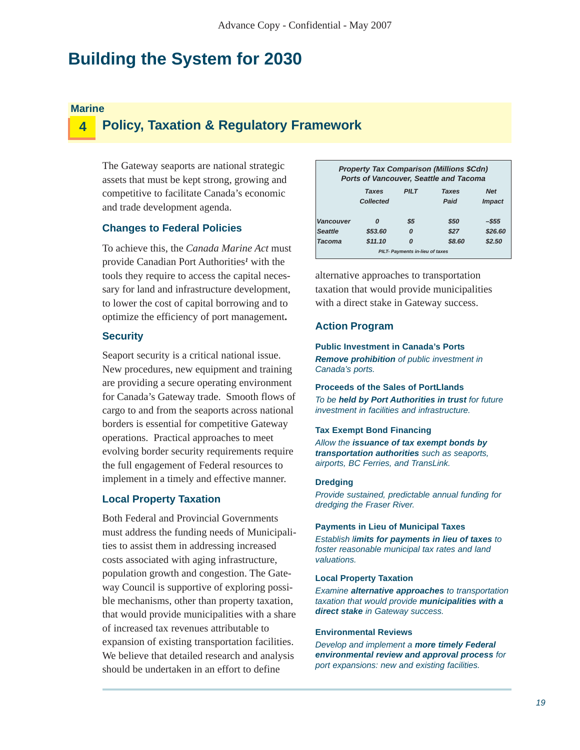# Building the System for 2030

**Marine**

## 4 Policy, Taxation & Regulatory Framework

The Gateway seaports are national strategic assets that must be kept strong, growing and competitive to facilitate Canada's economic and trade development agenda.

### Changes to Federal Policies

To achieve this, the *Canada Marine Act* must provide Canadian Port Authorities[1] with the tools they require to access the capital necessary for land and infrastructure development, to lower the cost of capital borrowing and to optimize the efficiency of port management**.**

### Security

Seaport security is a critical national issue. New procedures, new equipment and training are providing a secure operating environment for Canada's Gateway trade. Smooth flows of cargo to and from the seaports across national borders is essential for competitive Gateway operations. Practical approaches to meet evolving border security requirements require the full engagement of Federal resources to implement in a timely and effective manner.

### Local Property Taxation

Both Federal and Provincial Governments must address the funding needs of Municipalities to assist them in addressing increased costs associated with aging infrastructure, population growth and congestion. The Gateway Council is supportive of exploring possible mechanisms, other than property taxation, that would provide municipalities with a share of increased tax revenues attributable to expansion of existing transportation facilities. We believe that detailed research and analysis should be undertaken in an effort to define alternative approaches to transportation taxation that would provide municipalities with a direct stake in Gateway success.

***Property Tax Comparison (Millions $Cdn)***
***Ports of Vancouver, Seattle and Tacoma***

| | Taxes Collected | PILT | Taxes Paid | Net Impact |
|---|---|---|---|---|
| Vancouver | 0 | $5 | $50 | –$55 |
| Seattle | $53.60 | 0 | $27 | $26.60 |
| Tacoma | $11.10 | 0 | $8.60 | $2.50 |

*PILT- Payments in-lieu of taxes*

### Action Program

**Public Investment in Canada's Ports**
*__Remove prohibition__ of public investment in Canada's ports.*

**Proceeds of the Sales of PortLlands**
*To be __held by Port Authorities in trust__ for future investment in facilities and infrastructure.*

**Tax Exempt Bond Financing**
*Allow the __issuance of tax exempt bonds by transportation authorities__ such as seaports, airports, BC Ferries, and TransLink.*

**Dredging**
*Provide sustained, predictable annual funding for dredging the Fraser River.*

**Payments in Lieu of Municipal Taxes**
*Establish __limits for payments in lieu of taxes__ to foster reasonable municipal tax rates and land valuations.*

**Local Property Taxation**
*Examine __alternative approaches__ to transportation taxation that would provide __municipalities with a direct stake__ in Gateway success.*

**Environmental Reviews**
*Develop and implement a __more timely Federal environmental review and approval process__ for port expansions: new and existing facilities.*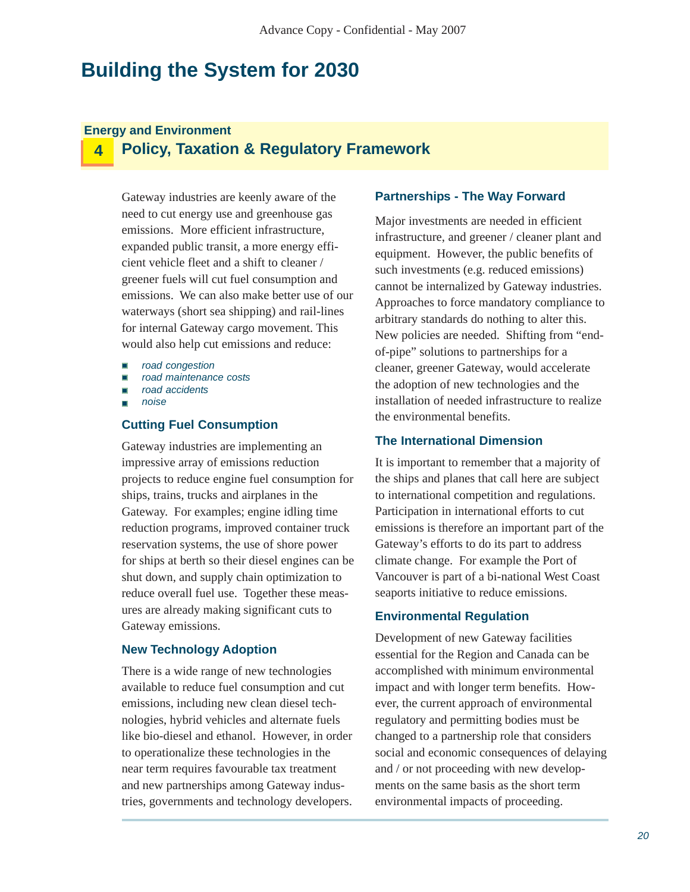# Building the System for 2030

## Energy and Environment

## 4 Policy, Taxation & Regulatory Framework

Gateway industries are keenly aware of the need to cut energy use and greenhouse gas emissions. More efficient infrastructure, expanded public transit, a more energy efficient vehicle fleet and a shift to cleaner / greener fuels will cut fuel consumption and emissions. We can also make better use of our waterways (short sea shipping) and rail-lines for internal Gateway cargo movement. This would also help cut emissions and reduce:

- *road congestion*
- *road maintenance costs*
- *road accidents*
- *noise*

### Cutting Fuel Consumption

Gateway industries are implementing an impressive array of emissions reduction projects to reduce engine fuel consumption for ships, trains, trucks and airplanes in the Gateway. For examples; engine idling time reduction programs, improved container truck reservation systems, the use of shore power for ships at berth so their diesel engines can be shut down, and supply chain optimization to reduce overall fuel use. Together these measures are already making significant cuts to Gateway emissions.

### New Technology Adoption

There is a wide range of new technologies available to reduce fuel consumption and cut emissions, including new clean diesel technologies, hybrid vehicles and alternate fuels like bio-diesel and ethanol. However, in order to operationalize these technologies in the near term requires favourable tax treatment and new partnerships among Gateway industries, governments and technology developers.

### Partnerships - The Way Forward

Major investments are needed in efficient infrastructure, and greener / cleaner plant and equipment. However, the public benefits of such investments (e.g. reduced emissions) cannot be internalized by Gateway industries. Approaches to force mandatory compliance to arbitrary standards do nothing to alter this. New policies are needed. Shifting from "end-of-pipe" solutions to partnerships for a cleaner, greener Gateway, would accelerate the adoption of new technologies and the installation of needed infrastructure to realize the environmental benefits.

### The International Dimension

It is important to remember that a majority of the ships and planes that call here are subject to international competition and regulations. Participation in international efforts to cut emissions is therefore an important part of the Gateway's efforts to do its part to address climate change. For example the Port of Vancouver is part of a bi-national West Coast seaports initiative to reduce emissions.

### Environmental Regulation

Development of new Gateway facilities essential for the Region and Canada can be accomplished with minimum environmental impact and with longer term benefits. However, the current approach of environmental regulatory and permitting bodies must be changed to a partnership role that considers social and economic consequences of delaying and / or not proceeding with new developments on the same basis as the short term environmental impacts of proceeding.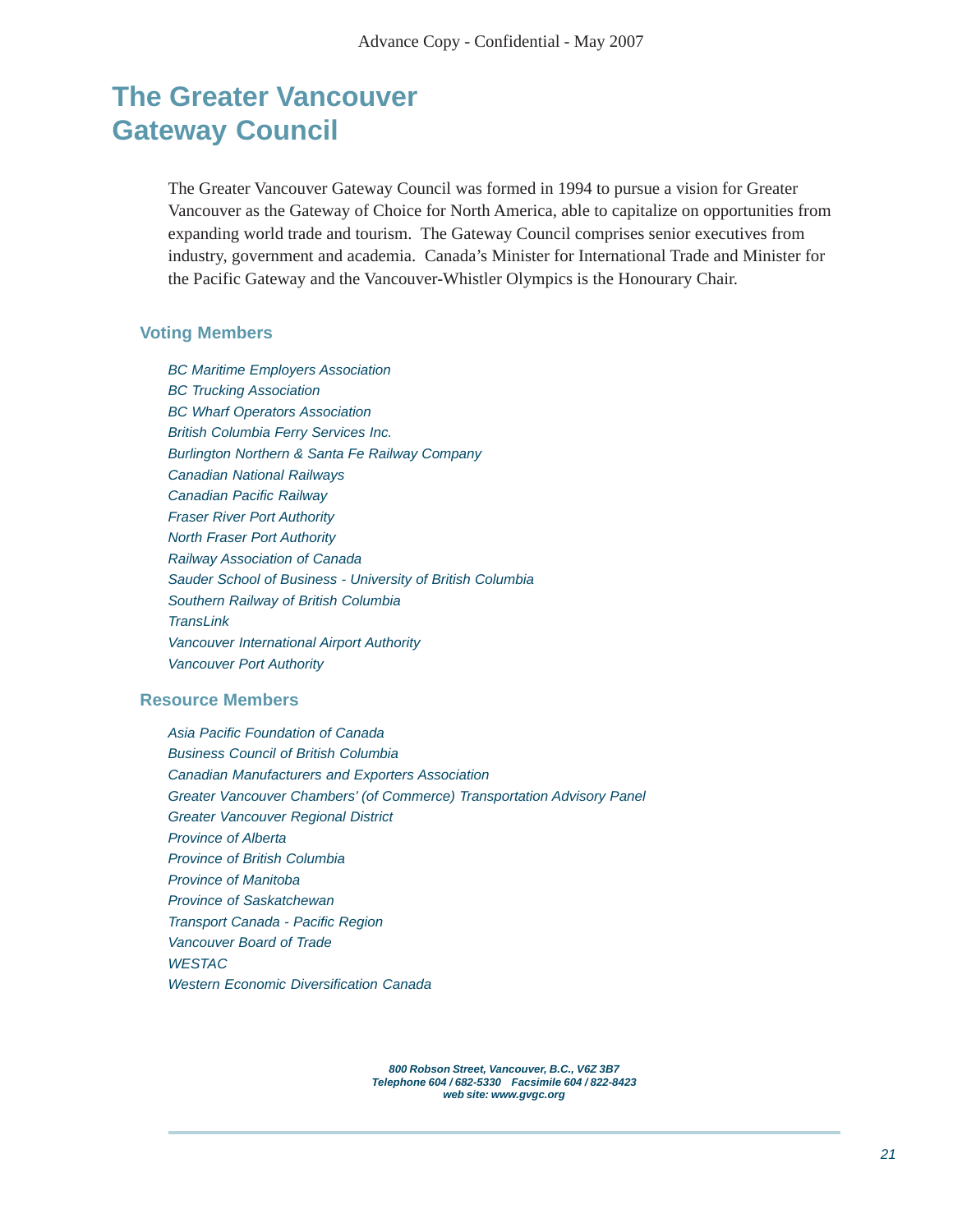# The Greater Vancouver Gateway Council

The Greater Vancouver Gateway Council was formed in 1994 to pursue a vision for Greater Vancouver as the Gateway of Choice for North America, able to capitalize on opportunities from expanding world trade and tourism. The Gateway Council comprises senior executives from industry, government and academia. Canada's Minister for International Trade and Minister for the Pacific Gateway and the Vancouver-Whistler Olympics is the Honourary Chair.

## Voting Members

*BC Maritime Employers Association*
*BC Trucking Association*
*BC Wharf Operators Association*
*British Columbia Ferry Services Inc.*
*Burlington Northern & Santa Fe Railway Company*
*Canadian National Railways*
*Canadian Pacific Railway*
*Fraser River Port Authority*
*North Fraser Port Authority*
*Railway Association of Canada*
*Sauder School of Business - University of British Columbia*
*Southern Railway of British Columbia*
*TransLink*
*Vancouver International Airport Authority*
*Vancouver Port Authority*

## Resource Members

*Asia Pacific Foundation of Canada*
*Business Council of British Columbia*
*Canadian Manufacturers and Exporters Association*
*Greater Vancouver Chambers' (of Commerce) Transportation Advisory Panel*
*Greater Vancouver Regional District*
*Province of Alberta*
*Province of British Columbia*
*Province of Manitoba*
*Province of Saskatchewan*
*Transport Canada - Pacific Region*
*Vancouver Board of Trade*
*WESTAC*
*Western Economic Diversification Canada*

***800 Robson Street, Vancouver, B.C., V6Z 3B7***
***Telephone 604 / 682-5330 Facsimile 604 / 822-8423***
***web site: www.gvgc.org***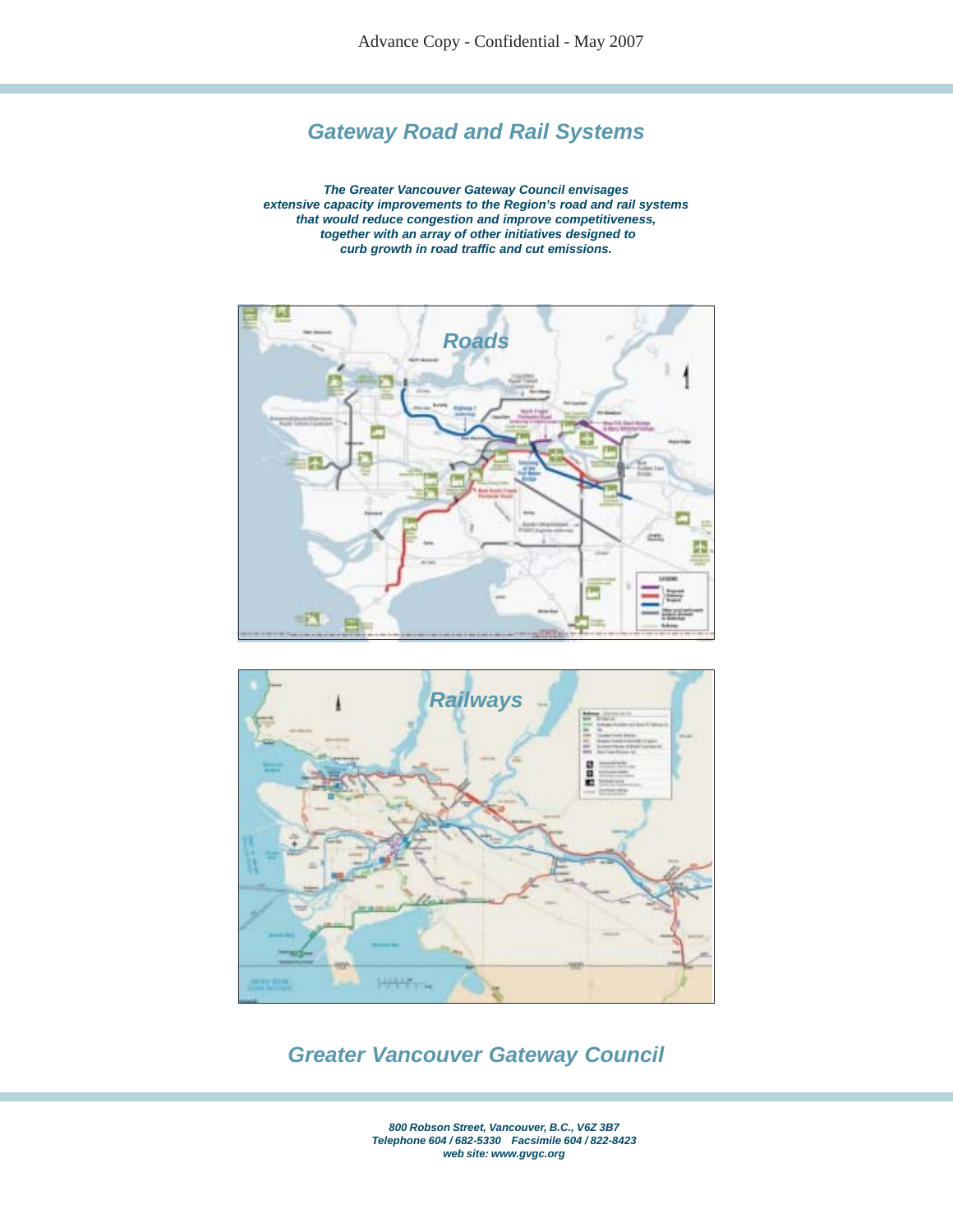Advance Copy - Confidential - May 2007

# Gateway Road and Rail Systems

***The Greater Vancouver Gateway Council envisages extensive capacity improvements to the Region's road and rail systems that would reduce congestion and improve competitiveness, together with an array of other initiatives designed to curb growth in road traffic and cut emissions.***

*Roads*

*Railways*

## Greater Vancouver Gateway Council

***800 Robson Street, Vancouver, B.C., V6Z 3B7***
***Telephone 604 / 682-5330 Facsimile 604 / 822-8423***
***web site: www.gvgc.org***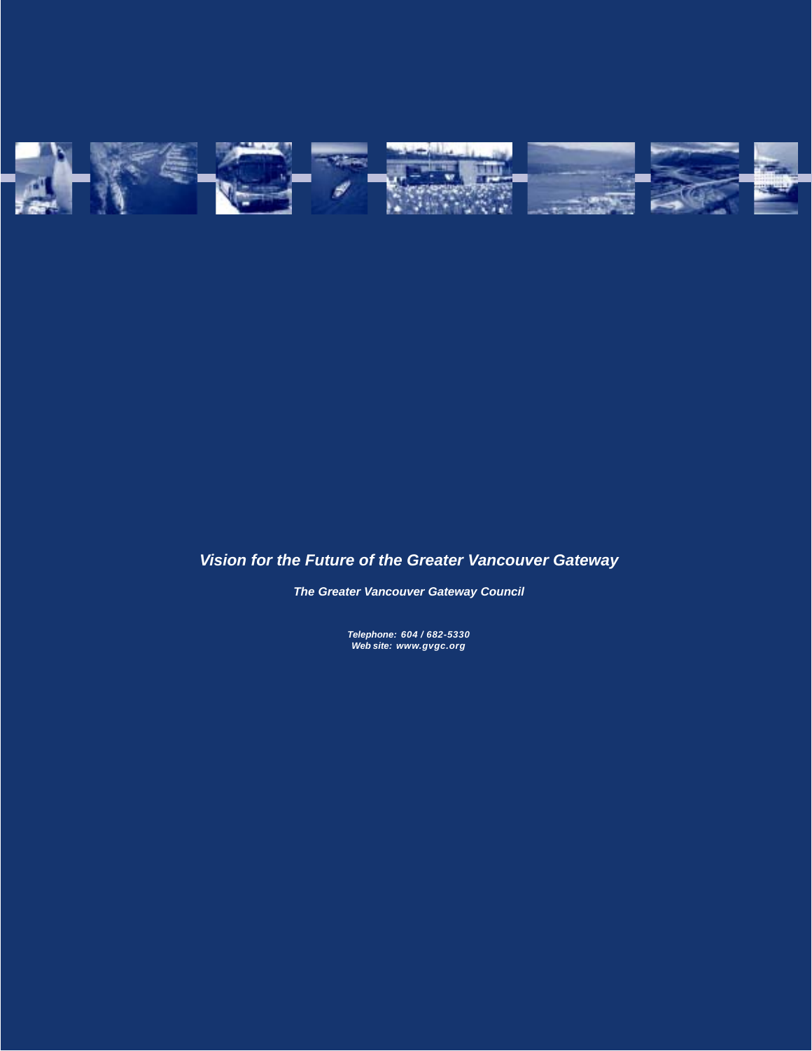*Vision for the Future of the Greater Vancouver Gateway*

***The Greater Vancouver Gateway Council***

***Telephone: 604 / 682-5330***
***Web site: www.gvgc.org***